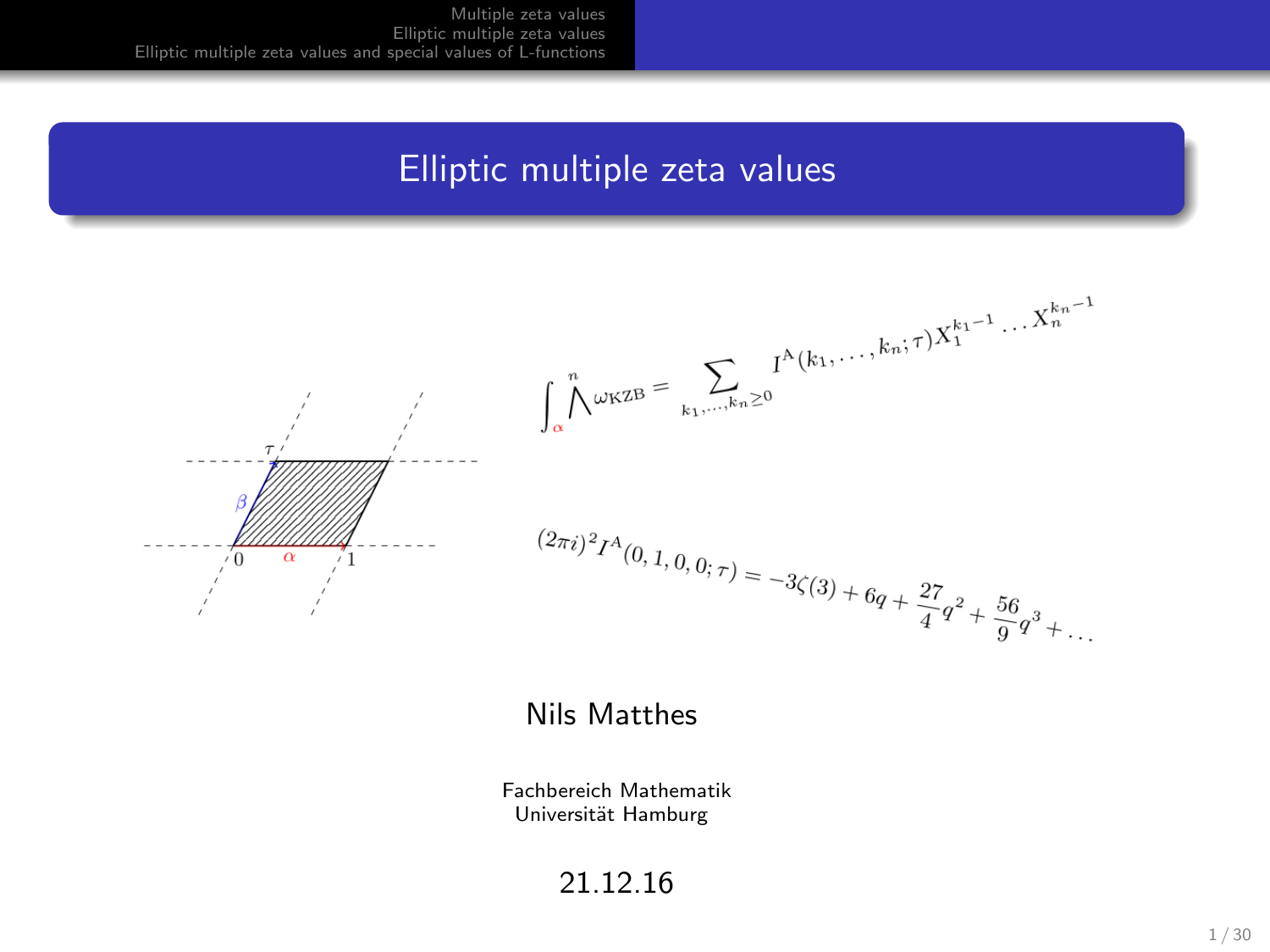# Elliptic multiple zeta values

$$\int_\alpha \bigwedge^n \omega_{\mathrm{KZB}} = \sum_{k_1,\dots,k_n \geq 0} I^{\mathrm{A}}(k_1,\dots,k_n;\tau) X_1^{k_1-1} \dots X_n^{k_n-1}$$

$$(2\pi i)^2 I^{\mathrm{A}}(0,1,0,0;\tau) = -3\zeta(3) + 6q + \frac{27}{4}q^2 + \frac{56}{9}q^3 + \dots$$

Nils Matthes

Fachbereich Mathematik
Universität Hamburg

21.12.16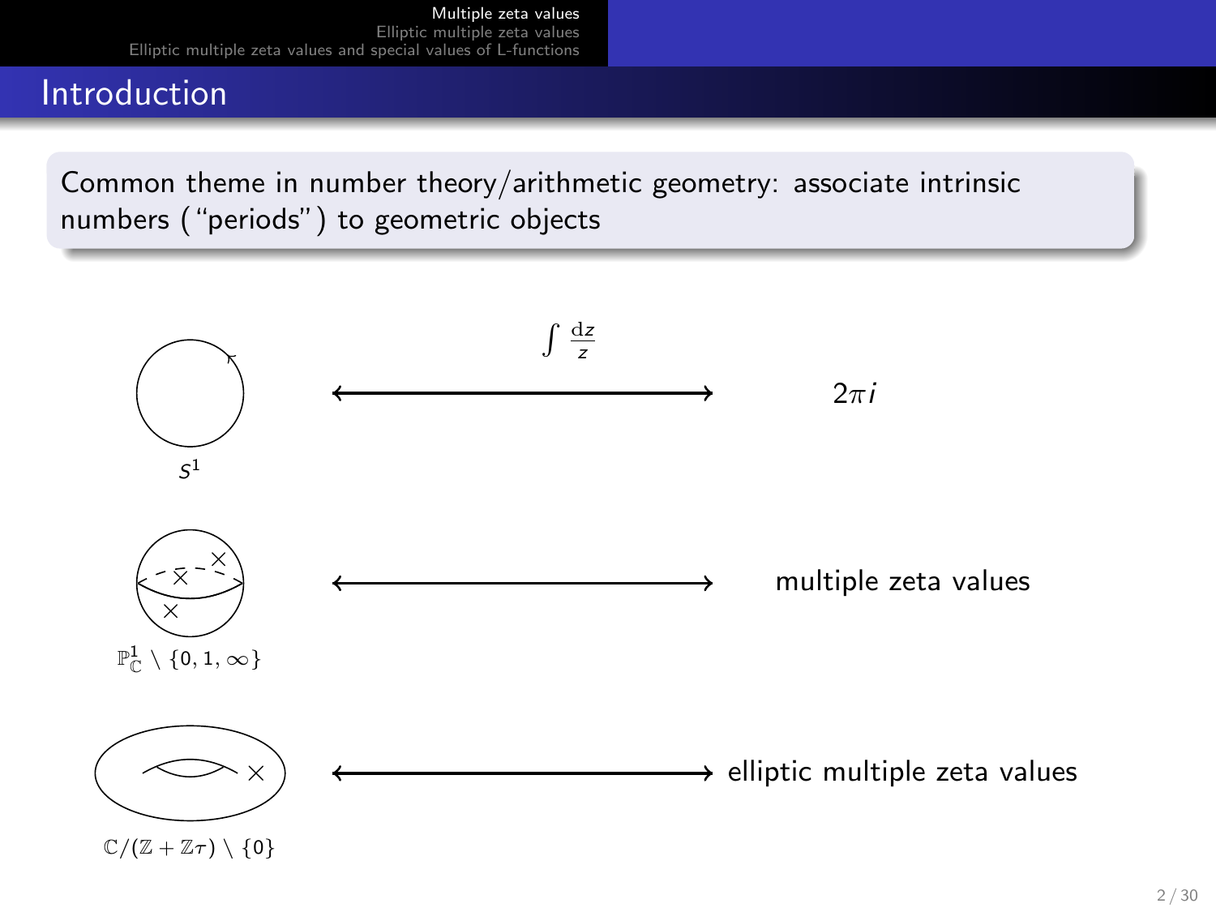## Introduction

Common theme in number theory/arithmetic geometry: associate intrinsic numbers ("periods") to geometric objects

$S^1$ $\xleftrightarrow{\int \frac{\mathrm{d}z}{z}}$ $2\pi i$

$\mathbb{P}^1_{\mathbb{C}} \setminus \{0, 1, \infty\}$ $\longleftrightarrow$ multiple zeta values

$\mathbb{C}/(\mathbb{Z} + \mathbb{Z}\tau) \setminus \{0\}$ $\longleftrightarrow$ elliptic multiple zeta values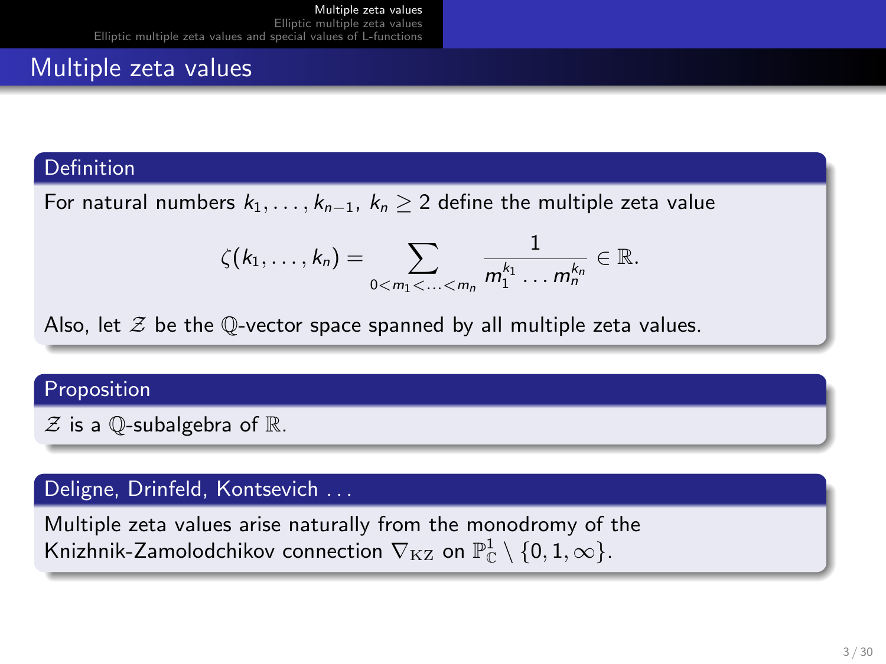## Multiple zeta values

### Definition

For natural numbers $k_1, \ldots, k_{n-1},\ k_n \geq 2$ define the multiple zeta value

$$\zeta(k_1, \ldots, k_n) = \sum_{0 < m_1 < \ldots < m_n} \frac{1}{m_1^{k_1} \ldots m_n^{k_n}} \in \mathbb{R}.$$

Also, let $\mathcal{Z}$ be the $\mathbb{Q}$-vector space spanned by all multiple zeta values.

### Proposition

$\mathcal{Z}$ is a $\mathbb{Q}$-subalgebra of $\mathbb{R}$.

### Deligne, Drinfeld, Kontsevich ...

Multiple zeta values arise naturally from the monodromy of the Knizhnik-Zamolodchikov connection $\nabla_{\mathrm{KZ}}$ on $\mathbb{P}^1_{\mathbb{C}} \setminus \{0, 1, \infty\}$.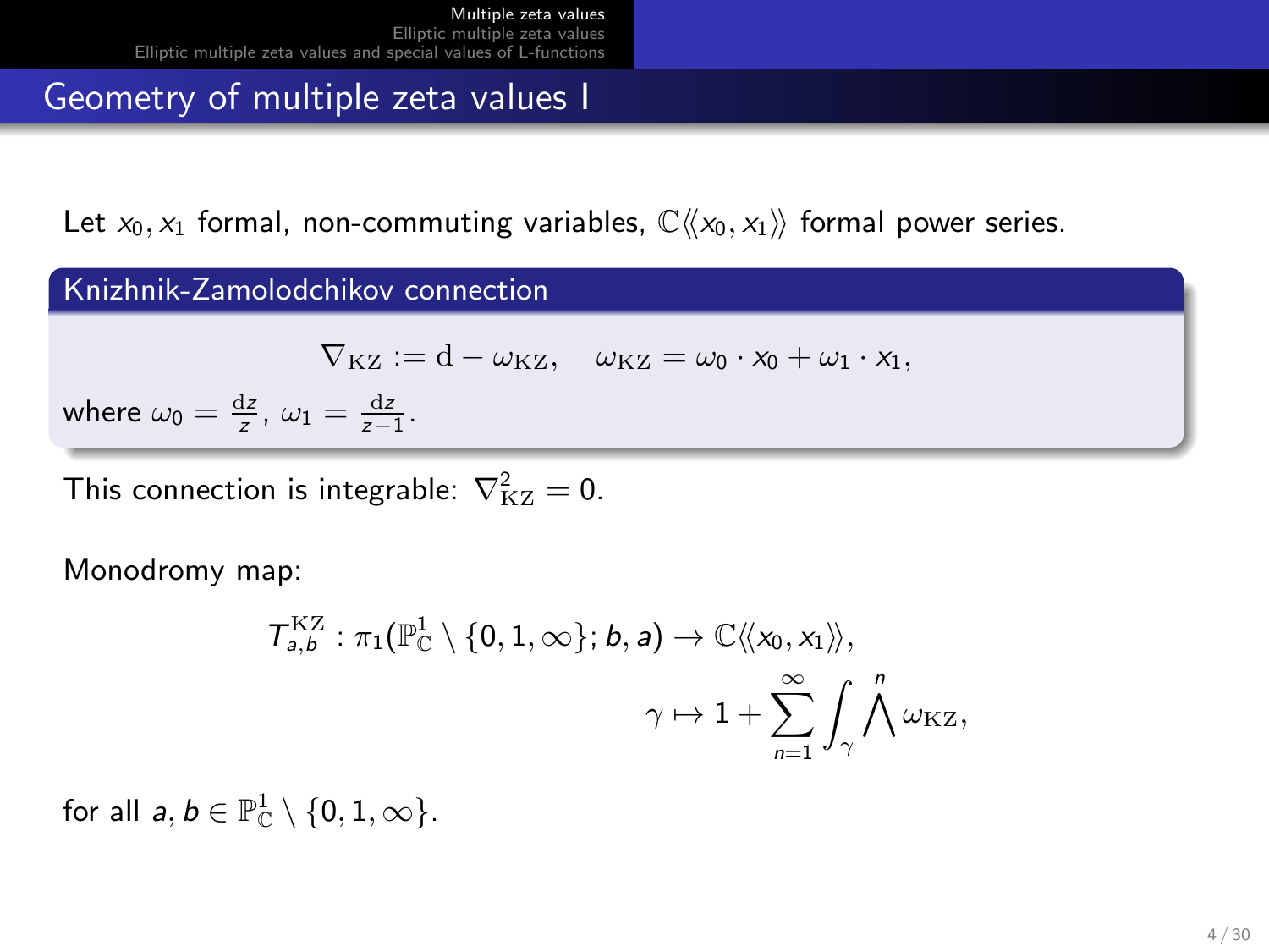# Geometry of multiple zeta values I

Let $x_0, x_1$ formal, non-commuting variables, $\mathbb{C}\langle\langle x_0, x_1\rangle\rangle$ formal power series.

**Knizhnik-Zamolodchikov connection**

$$\nabla_{\mathrm{KZ}} := \mathrm{d} - \omega_{\mathrm{KZ}}, \quad \omega_{\mathrm{KZ}} = \omega_0 \cdot x_0 + \omega_1 \cdot x_1,$$

where $\omega_0 = \frac{\mathrm{d}z}{z}$, $\omega_1 = \frac{\mathrm{d}z}{z-1}$.

This connection is integrable: $\nabla_{\mathrm{KZ}}^2 = 0$.

Monodromy map:

$$T_{a,b}^{\mathrm{KZ}} : \pi_1(\mathbb{P}^1_{\mathbb{C}} \setminus \{0,1,\infty\}; b, a) \to \mathbb{C}\langle\langle x_0, x_1\rangle\rangle,$$

$$\gamma \mapsto 1 + \sum_{n=1}^{\infty} \int_\gamma \bigwedge^n \omega_{\mathrm{KZ}},$$

for all $a, b \in \mathbb{P}^1_{\mathbb{C}} \setminus \{0,1,\infty\}$.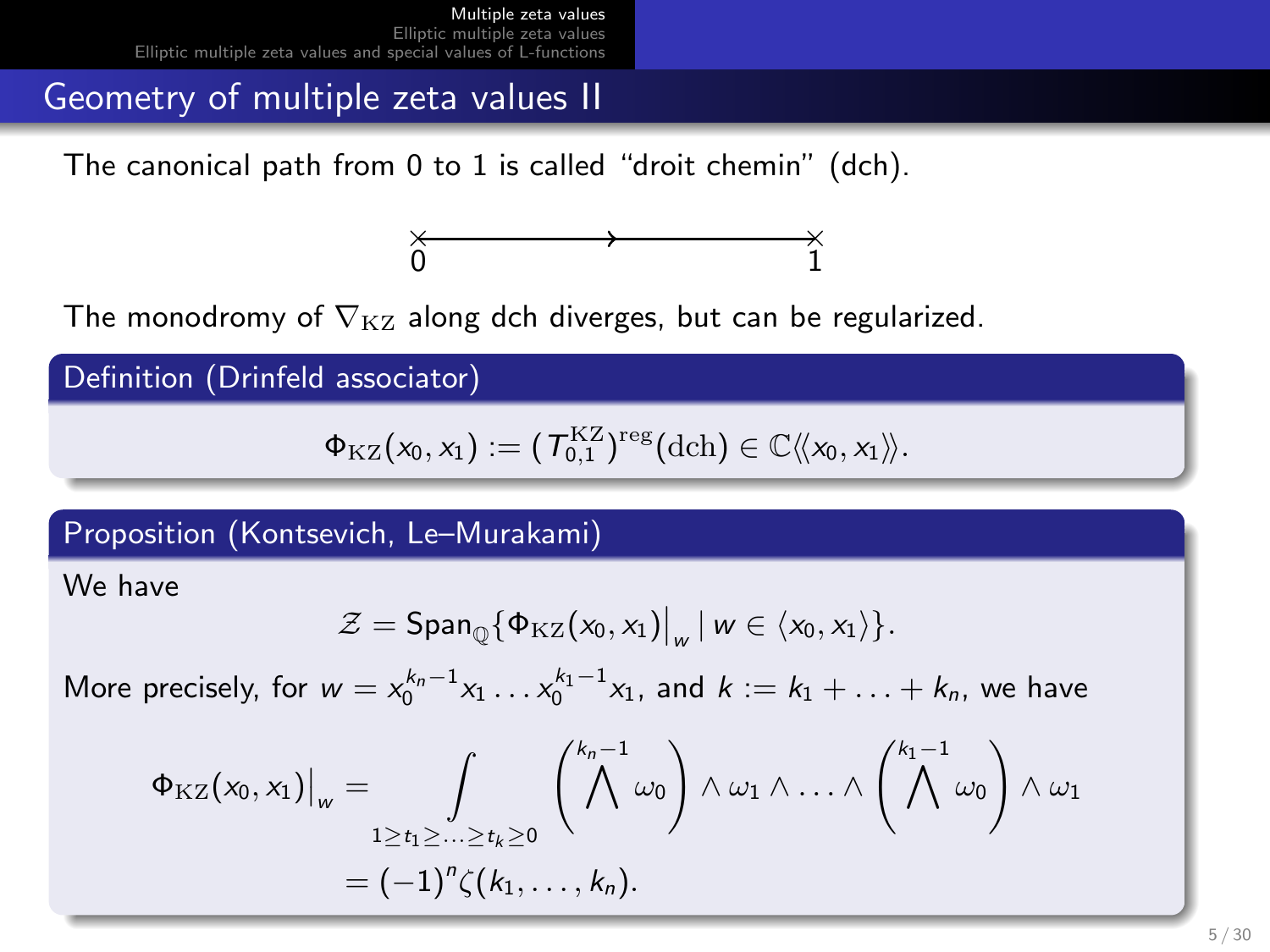## Geometry of multiple zeta values II

The canonical path from 0 to 1 is called “droit chemin” (dch).

The monodromy of $\nabla_{\mathrm{KZ}}$ along dch diverges, but can be regularized.

**Definition (Drinfeld associator)**

$$\Phi_{\mathrm{KZ}}(x_0, x_1) := (T_{0,1}^{\mathrm{KZ}})^{\mathrm{reg}}(\mathrm{dch}) \in \mathbb{C}\langle\langle x_0, x_1 \rangle\rangle.$$

**Proposition (Kontsevich, Le–Murakami)**

We have

$$\mathcal{Z} = \mathsf{Span}_{\mathbb{Q}}\{\Phi_{\mathrm{KZ}}(x_0, x_1)\big|_w \mid w \in \langle x_0, x_1 \rangle\}.$$

More precisely, for $w = x_0^{k_n-1}x_1 \ldots x_0^{k_1-1}x_1$, and $k := k_1 + \ldots + k_n$, we have

$$\Phi_{\mathrm{KZ}}(x_0, x_1)\big|_w = \int_{1 \geq t_1 \geq \ldots \geq t_k \geq 0} \left( \bigwedge^{k_n-1} \omega_0 \right) \wedge \omega_1 \wedge \ldots \wedge \left( \bigwedge^{k_1-1} \omega_0 \right) \wedge \omega_1$$

$$= (-1)^n \zeta(k_1, \ldots, k_n).$$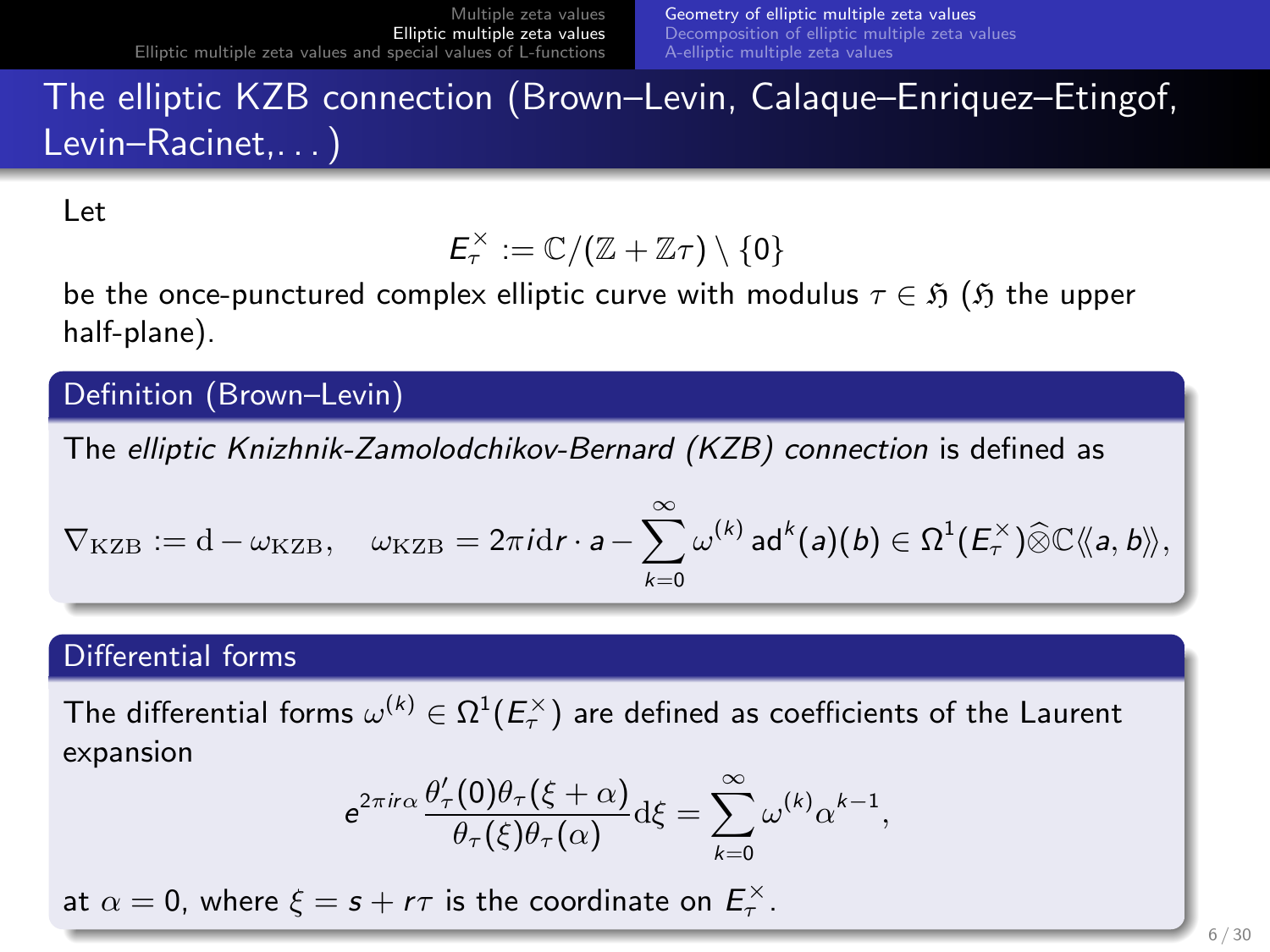# The elliptic KZB connection (Brown–Levin, Calaque–Enriquez–Etingof, Levin–Racinet,. . . )

Let

$$E_\tau^\times := \mathbb{C}/(\mathbb{Z} + \mathbb{Z}\tau) \setminus \{0\}$$

be the once-punctured complex elliptic curve with modulus $\tau \in \mathfrak{H}$ ($\mathfrak{H}$ the upper half-plane).

## Definition (Brown–Levin)

The *elliptic Knizhnik-Zamolodchikov-Bernard (KZB) connection* is defined as

$$\nabla_{\mathrm{KZB}} := \mathrm{d} - \omega_{\mathrm{KZB}}, \quad \omega_{\mathrm{KZB}} = 2\pi i \mathrm{d}r \cdot a - \sum_{k=0}^{\infty} \omega^{(k)} \operatorname{ad}^k(a)(b) \in \Omega^1(E_\tau^\times) \widehat{\otimes} \mathbb{C}\langle\langle a, b \rangle\rangle,$$

## Differential forms

The differential forms $\omega^{(k)} \in \Omega^1(E_\tau^\times)$ are defined as coefficients of the Laurent expansion

$$e^{2\pi i r \alpha} \frac{\theta_\tau'(0)\theta_\tau(\xi + \alpha)}{\theta_\tau(\xi)\theta_\tau(\alpha)} \mathrm{d}\xi = \sum_{k=0}^{\infty} \omega^{(k)} \alpha^{k-1},$$

at $\alpha = 0$, where $\xi = s + r\tau$ is the coordinate on $E_\tau^\times$.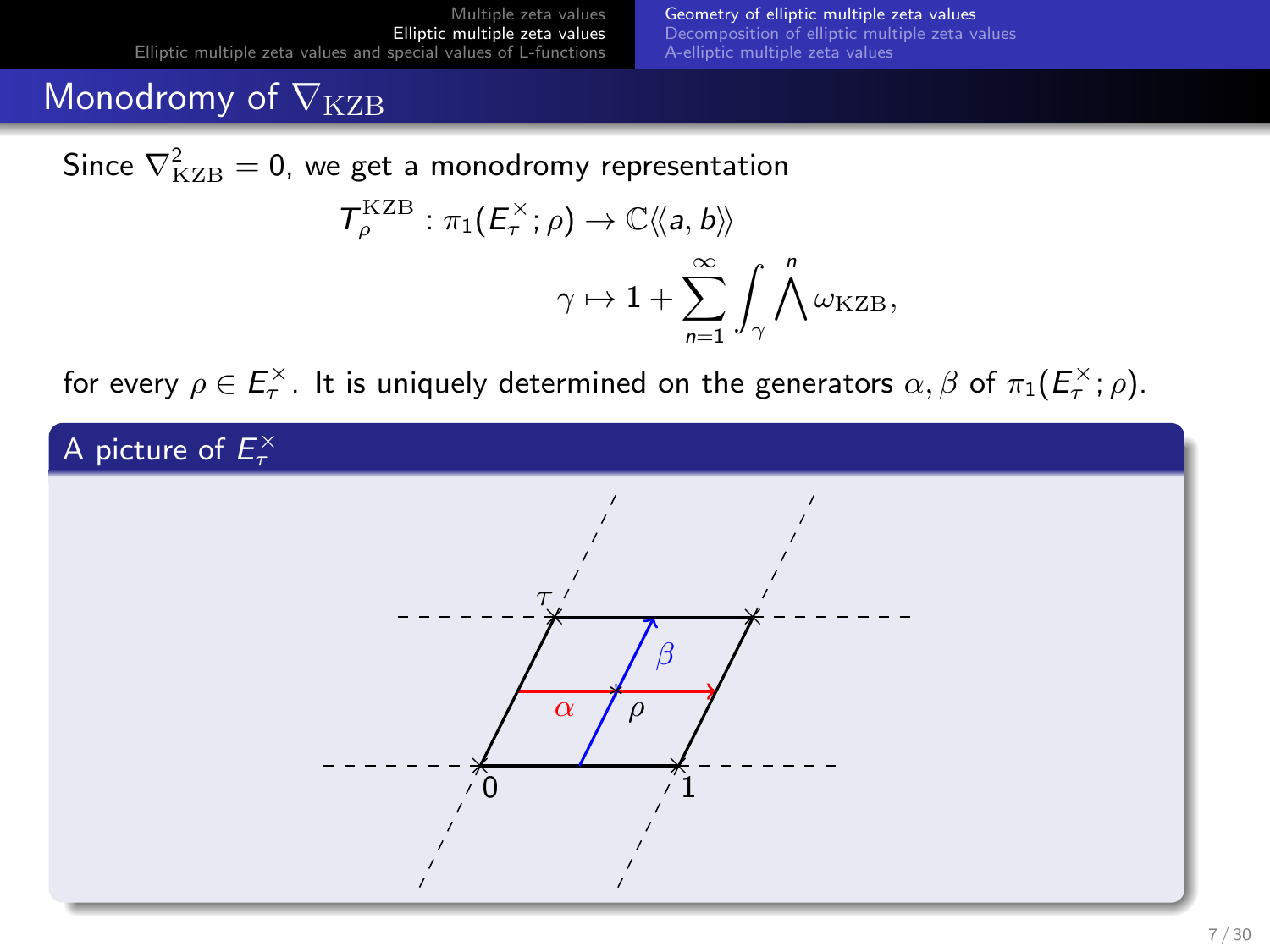# Monodromy of $\nabla_{\mathrm{KZB}}$

Since $\nabla_{\mathrm{KZB}}^2 = 0$, we get a monodromy representation

$$T_\rho^{\mathrm{KZB}} : \pi_1(E_\tau^\times; \rho) \to \mathbb{C}\langle\langle a, b \rangle\rangle$$

$$\gamma \mapsto 1 + \sum_{n=1}^{\infty} \int_\gamma \bigwedge^n \omega_{\mathrm{KZB}},$$

for every $\rho \in E_\tau^\times$. It is uniquely determined on the generators $\alpha, \beta$ of $\pi_1(E_\tau^\times; \rho)$.

## A picture of $E_\tau^\times$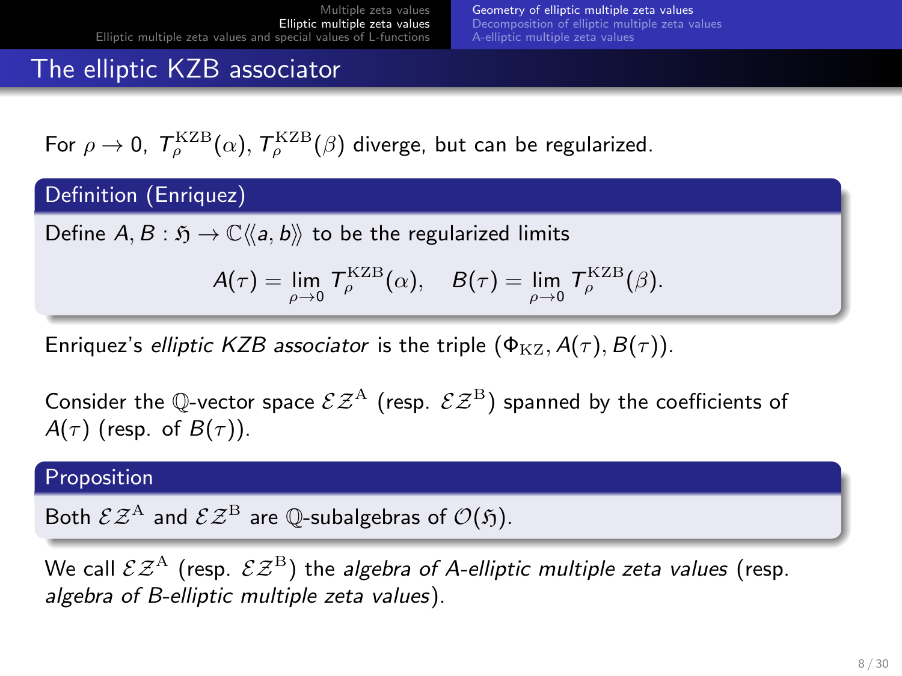## The elliptic KZB associator

For $\rho \to 0$, $T_\rho^{\mathrm{KZB}}(\alpha)$, $T_\rho^{\mathrm{KZB}}(\beta)$ diverge, but can be regularized.

**Definition (Enriquez)**

Define $A, B : \mathfrak{H} \to \mathbb{C}\langle\langle a, b\rangle\rangle$ to be the regularized limits

$$A(\tau) = \lim_{\rho\to 0} T_\rho^{\mathrm{KZB}}(\alpha), \quad B(\tau) = \lim_{\rho\to 0} T_\rho^{\mathrm{KZB}}(\beta).$$

Enriquez's *elliptic KZB associator* is the triple $(\Phi_{\mathrm{KZ}}, A(\tau), B(\tau))$.

Consider the $\mathbb{Q}$-vector space $\mathcal{EZ}^{\mathrm{A}}$ (resp. $\mathcal{EZ}^{\mathrm{B}}$) spanned by the coefficients of $A(\tau)$ (resp. of $B(\tau)$).

**Proposition**

Both $\mathcal{EZ}^{\mathrm{A}}$ and $\mathcal{EZ}^{\mathrm{B}}$ are $\mathbb{Q}$-subalgebras of $\mathcal{O}(\mathfrak{H})$.

We call $\mathcal{EZ}^{\mathrm{A}}$ (resp. $\mathcal{EZ}^{\mathrm{B}}$) the *algebra of A-elliptic multiple zeta values* (resp. *algebra of B-elliptic multiple zeta values*).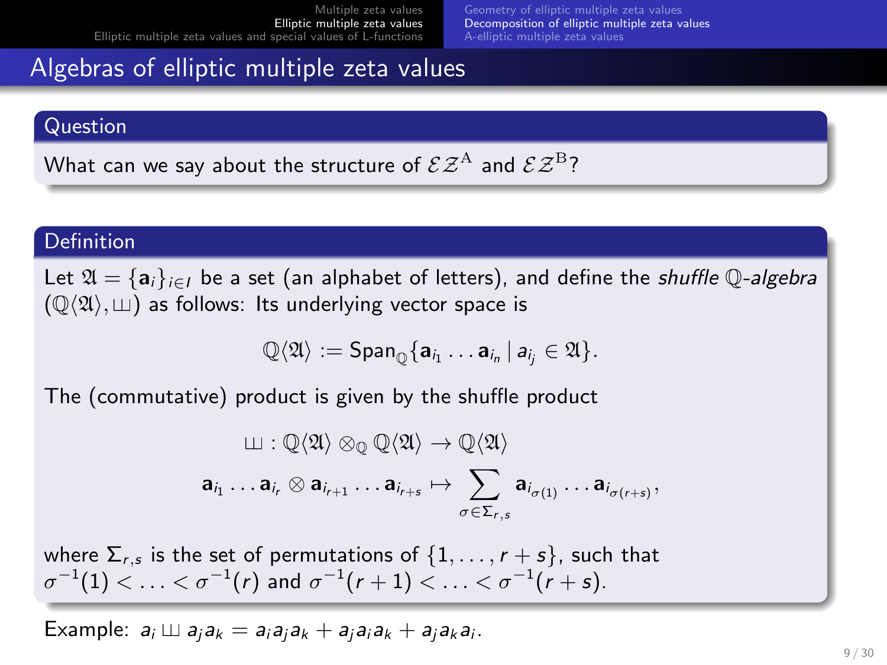## Algebras of elliptic multiple zeta values

### Question

What can we say about the structure of $\mathcal{EZ}^{\mathrm{A}}$ and $\mathcal{EZ}^{\mathrm{B}}$?

### Definition

Let $\mathfrak{A} = \{\mathbf{a}_i\}_{i \in I}$ be a set (an alphabet of letters), and define the *shuffle* $\mathbb{Q}$*-algebra* $(\mathbb{Q}\langle\mathfrak{A}\rangle, ш)$ as follows: Its underlying vector space is

$$\mathbb{Q}\langle\mathfrak{A}\rangle := \mathrm{Span}_{\mathbb{Q}}\{\mathbf{a}_{i_1} \dots \mathbf{a}_{i_n} \mid a_{i_j} \in \mathfrak{A}\}.$$

The (commutative) product is given by the shuffle product

$$ш : \mathbb{Q}\langle\mathfrak{A}\rangle \otimes_{\mathbb{Q}} \mathbb{Q}\langle\mathfrak{A}\rangle \to \mathbb{Q}\langle\mathfrak{A}\rangle$$

$$\mathbf{a}_{i_1} \dots \mathbf{a}_{i_r} \otimes \mathbf{a}_{i_{r+1}} \dots \mathbf{a}_{i_{r+s}} \mapsto \sum_{\sigma \in \Sigma_{r,s}} \mathbf{a}_{i_{\sigma(1)}} \dots \mathbf{a}_{i_{\sigma(r+s)}},$$

where $\Sigma_{r,s}$ is the set of permutations of $\{1, \dots, r+s\}$, such that $\sigma^{-1}(1) < \dots < \sigma^{-1}(r)$ and $\sigma^{-1}(r+1) < \dots < \sigma^{-1}(r+s)$.

Example: $a_i \, ш \, a_j a_k = a_i a_j a_k + a_j a_i a_k + a_j a_k a_i$.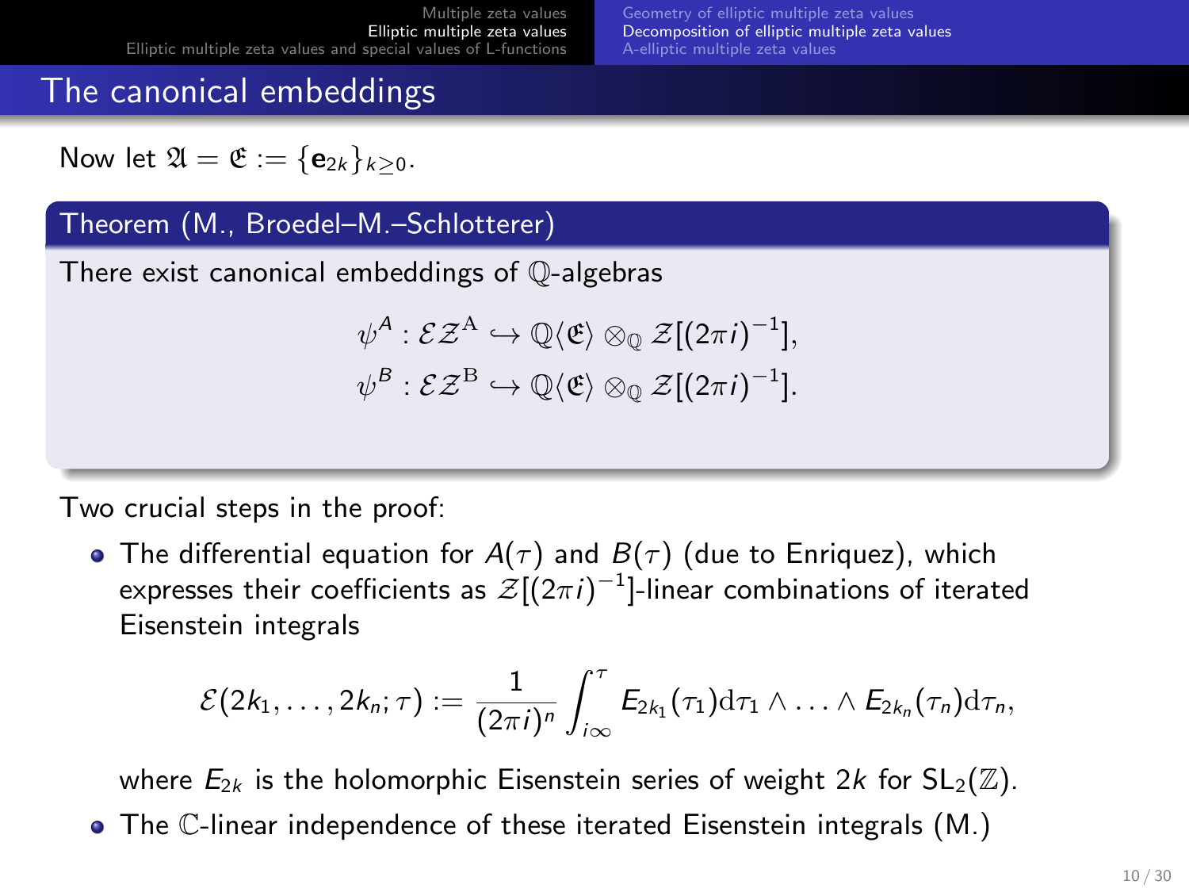## The canonical embeddings

Now let $\mathfrak{A} = \mathfrak{E} := \{\mathbf{e}_{2k}\}_{k\geq 0}$.

**Theorem (M., Broedel–M.–Schlotterer)**

There exist canonical embeddings of $\mathbb{Q}$-algebras

$$\psi^A : \mathcal{EZ}^{\mathrm{A}} \hookrightarrow \mathbb{Q}\langle\mathfrak{E}\rangle \otimes_{\mathbb{Q}} \mathcal{Z}[(2\pi i)^{-1}],$$
$$\psi^B : \mathcal{EZ}^{\mathrm{B}} \hookrightarrow \mathbb{Q}\langle\mathfrak{E}\rangle \otimes_{\mathbb{Q}} \mathcal{Z}[(2\pi i)^{-1}].$$

Two crucial steps in the proof:

- The differential equation for $A(\tau)$ and $B(\tau)$ (due to Enriquez), which expresses their coefficients as $\mathcal{Z}[(2\pi i)^{-1}]$-linear combinations of iterated Eisenstein integrals

$$\mathcal{E}(2k_1,\ldots,2k_n;\tau) := \frac{1}{(2\pi i)^n}\int_{i\infty}^{\tau} E_{2k_1}(\tau_1)\mathrm{d}\tau_1 \wedge \ldots \wedge E_{2k_n}(\tau_n)\mathrm{d}\tau_n,$$

  where $E_{2k}$ is the holomorphic Eisenstein series of weight $2k$ for $\mathrm{SL}_2(\mathbb{Z})$.
- The $\mathbb{C}$-linear independence of these iterated Eisenstein integrals (M.)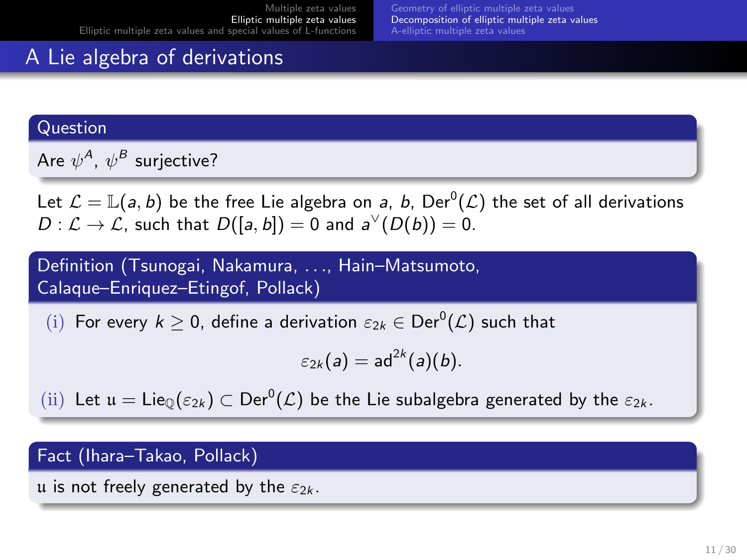# A Lie algebra of derivations

**Question**

Are $\psi^A$, $\psi^B$ surjective?

Let $\mathcal{L} = \mathbb{L}(a, b)$ be the free Lie algebra on $a$, $b$, $\mathrm{Der}^0(\mathcal{L})$ the set of all derivations $D : \mathcal{L} \to \mathcal{L}$, such that $D([a, b]) = 0$ and $a^\vee(D(b)) = 0$.

**Definition (Tsunogai, Nakamura, ..., Hain–Matsumoto, Calaque–Enriquez–Etingof, Pollack)**

(i) For every $k \geq 0$, define a derivation $\varepsilon_{2k} \in \mathrm{Der}^0(\mathcal{L})$ such that

$$\varepsilon_{2k}(a) = \mathrm{ad}^{2k}(a)(b).$$

(ii) Let $\mathfrak{u} = \mathrm{Lie}_{\mathbb{Q}}(\varepsilon_{2k}) \subset \mathrm{Der}^0(\mathcal{L})$ be the Lie subalgebra generated by the $\varepsilon_{2k}$.

**Fact (Ihara–Takao, Pollack)**

$\mathfrak{u}$ is not freely generated by the $\varepsilon_{2k}$.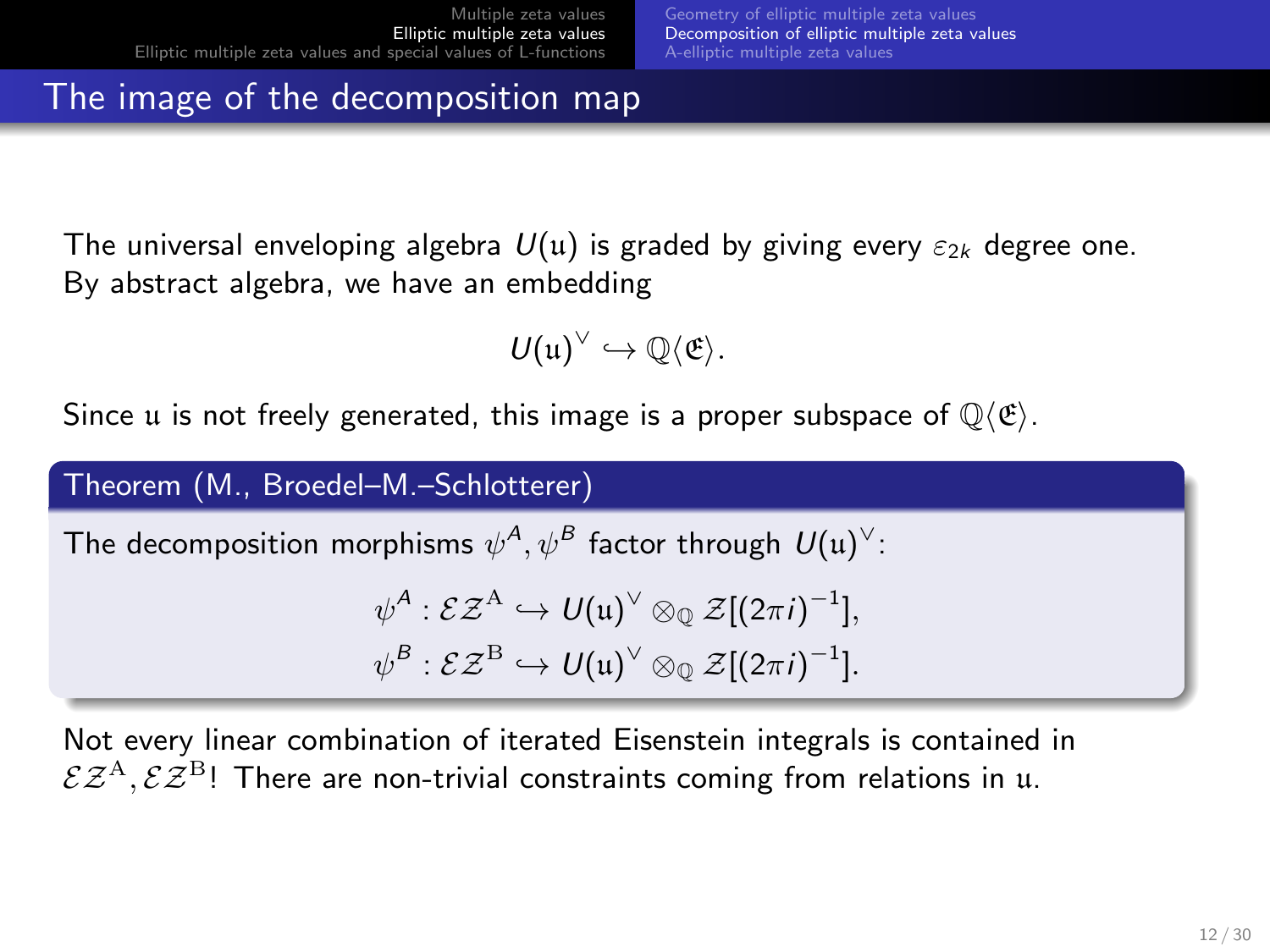# The image of the decomposition map

The universal enveloping algebra $U(\mathfrak{u})$ is graded by giving every $\varepsilon_{2k}$ degree one. By abstract algebra, we have an embedding

$$U(\mathfrak{u})^\vee \hookrightarrow \mathbb{Q}\langle \mathfrak{E} \rangle.$$

Since $\mathfrak{u}$ is not freely generated, this image is a proper subspace of $\mathbb{Q}\langle \mathfrak{E} \rangle$.

**Theorem (M., Broedel–M.–Schlotterer)**

The decomposition morphisms $\psi^A, \psi^B$ factor through $U(\mathfrak{u})^\vee$:

$$\psi^A : \mathcal{EZ}^{\mathrm{A}} \hookrightarrow U(\mathfrak{u})^\vee \otimes_{\mathbb{Q}} \mathcal{Z}[(2\pi i)^{-1}],$$
$$\psi^B : \mathcal{EZ}^{\mathrm{B}} \hookrightarrow U(\mathfrak{u})^\vee \otimes_{\mathbb{Q}} \mathcal{Z}[(2\pi i)^{-1}].$$

Not every linear combination of iterated Eisenstein integrals is contained in $\mathcal{EZ}^{\mathrm{A}}, \mathcal{EZ}^{\mathrm{B}}$! There are non-trivial constraints coming from relations in $\mathfrak{u}$.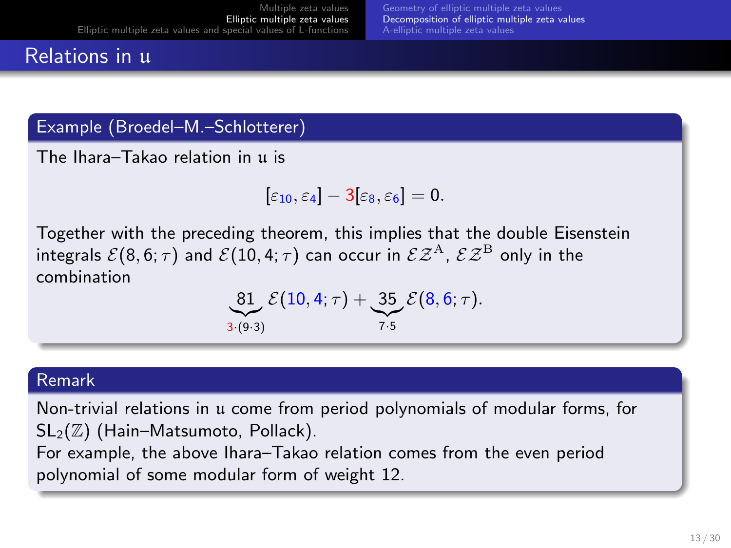## Relations in $\mathfrak{u}$

**Example (Broedel–M.–Schlotterer)**

The Ihara–Takao relation in $\mathfrak{u}$ is

$$[\varepsilon_{10}, \varepsilon_4] - 3[\varepsilon_8, \varepsilon_6] = 0.$$

Together with the preceding theorem, this implies that the double Eisenstein integrals $\mathcal{E}(8,6;\tau)$ and $\mathcal{E}(10,4;\tau)$ can occur in $\mathcal{EZ}^{\mathrm{A}}$, $\mathcal{EZ}^{\mathrm{B}}$ only in the combination

$$\underbrace{81}_{3\cdot(9\cdot 3)}\mathcal{E}(10,4;\tau) + \underbrace{35}_{7\cdot 5}\mathcal{E}(8,6;\tau).$$

**Remark**

Non-trivial relations in $\mathfrak{u}$ come from period polynomials of modular forms, for $\mathrm{SL}_2(\mathbb{Z})$ (Hain–Matsumoto, Pollack).
For example, the above Ihara–Takao relation comes from the even period polynomial of some modular form of weight 12.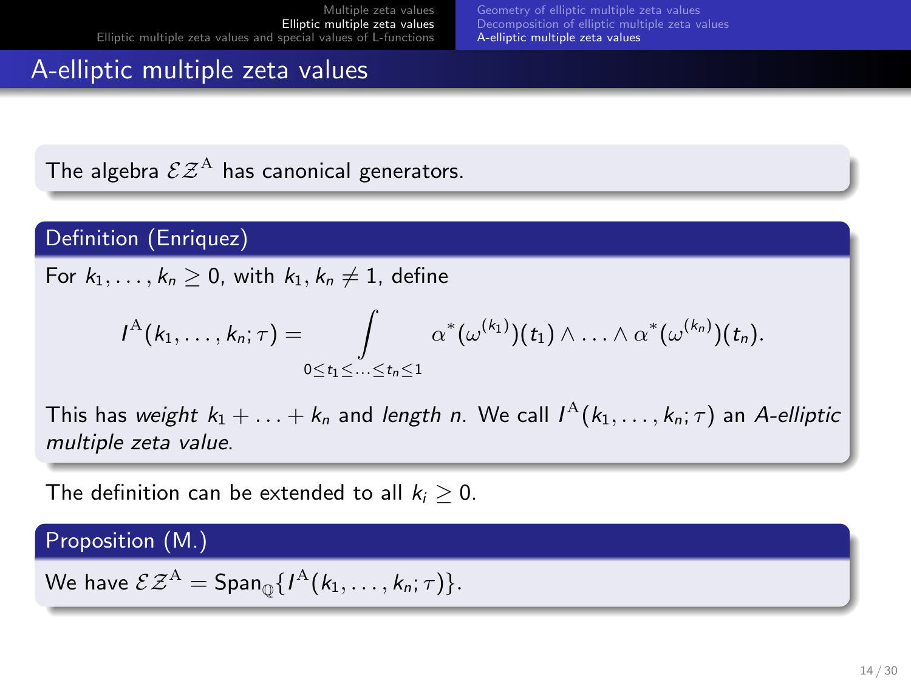## A-elliptic multiple zeta values

The algebra $\mathcal{E}\mathcal{Z}^{\mathrm{A}}$ has canonical generators.

**Definition (Enriquez)**

For $k_1, \ldots, k_n \geq 0$, with $k_1, k_n \neq 1$, define

$$I^{\mathrm{A}}(k_1, \ldots, k_n; \tau) = \int_{0 \leq t_1 \leq \ldots \leq t_n \leq 1} \alpha^*(\omega^{(k_1)})(t_1) \wedge \ldots \wedge \alpha^*(\omega^{(k_n)})(t_n).$$

This has *weight* $k_1 + \ldots + k_n$ and *length* $n$. We call $I^{\mathrm{A}}(k_1, \ldots, k_n; \tau)$ an *A-elliptic multiple zeta value*.

The definition can be extended to all $k_i \geq 0$.

**Proposition (M.)**

We have $\mathcal{E}\mathcal{Z}^{\mathrm{A}} = \mathrm{Span}_{\mathbb{Q}}\{I^{\mathrm{A}}(k_1, \ldots, k_n; \tau)\}$.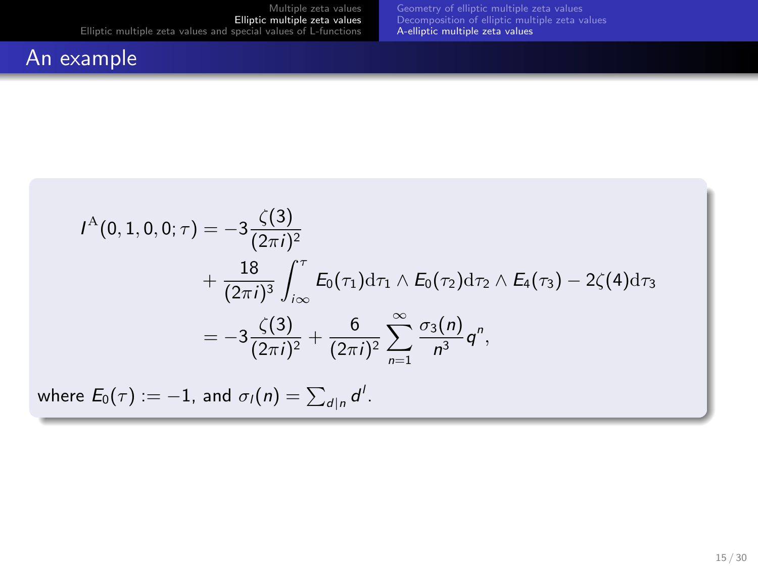## An example

$$
\begin{aligned}
I^{\mathrm{A}}(0,1,0,0;\tau) &= -3\frac{\zeta(3)}{(2\pi i)^2} \\
&\quad + \frac{18}{(2\pi i)^3}\int_{i\infty}^{\tau} E_0(\tau_1)\mathrm{d}\tau_1 \wedge E_0(\tau_2)\mathrm{d}\tau_2 \wedge E_4(\tau_3) - 2\zeta(4)\mathrm{d}\tau_3 \\
&= -3\frac{\zeta(3)}{(2\pi i)^2} + \frac{6}{(2\pi i)^2}\sum_{n=1}^{\infty}\frac{\sigma_3(n)}{n^3}q^n,
\end{aligned}
$$

where $E_0(\tau) := -1$, and $\sigma_l(n) = \sum_{d|n} d^l$.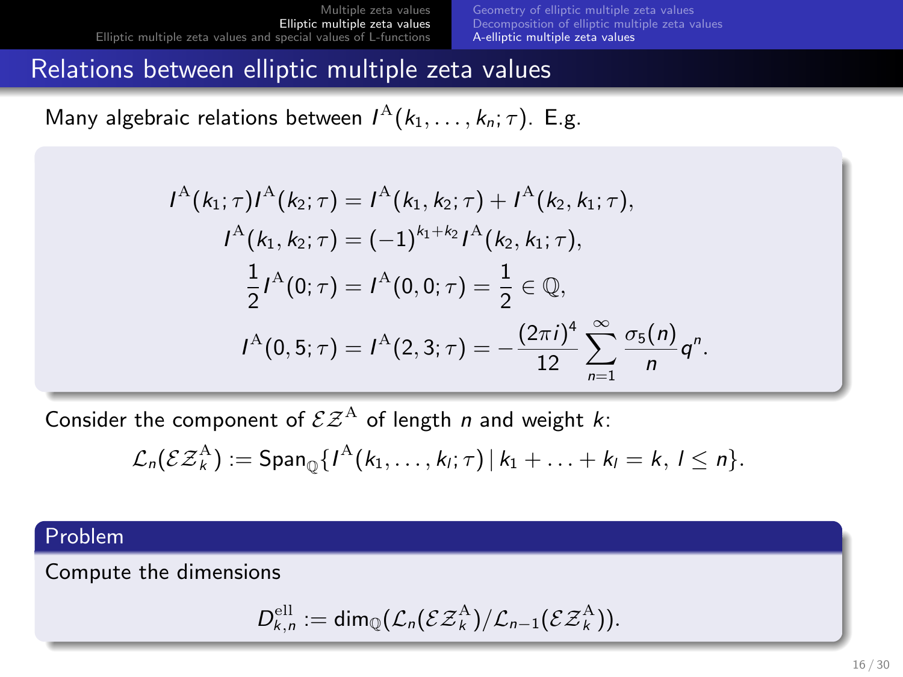## Relations between elliptic multiple zeta values

Many algebraic relations between $I^{\mathrm{A}}(k_1, \ldots, k_n; \tau)$. E.g.

$$
\begin{aligned}
I^{\mathrm{A}}(k_1;\tau) I^{\mathrm{A}}(k_2;\tau) &= I^{\mathrm{A}}(k_1, k_2;\tau) + I^{\mathrm{A}}(k_2, k_1;\tau), \\
I^{\mathrm{A}}(k_1, k_2;\tau) &= (-1)^{k_1+k_2} I^{\mathrm{A}}(k_2, k_1;\tau), \\
\frac{1}{2} I^{\mathrm{A}}(0;\tau) &= I^{\mathrm{A}}(0,0;\tau) = \frac{1}{2} \in \mathbb{Q}, \\
I^{\mathrm{A}}(0,5;\tau) &= I^{\mathrm{A}}(2,3;\tau) = -\frac{(2\pi i)^4}{12} \sum_{n=1}^{\infty} \frac{\sigma_5(n)}{n} q^n.
\end{aligned}
$$

Consider the component of $\mathcal{E}\mathcal{Z}^{\mathrm{A}}$ of length $n$ and weight $k$:

$$
\mathcal{L}_n(\mathcal{E}\mathcal{Z}_k^{\mathrm{A}}) := \mathrm{Span}_{\mathbb{Q}}\{ I^{\mathrm{A}}(k_1, \ldots, k_l; \tau) \,|\, k_1 + \ldots + k_l = k,\, l \leq n \}.
$$

### Problem

Compute the dimensions

$$
D_{k,n}^{\mathrm{ell}} := \dim_{\mathbb{Q}}(\mathcal{L}_n(\mathcal{E}\mathcal{Z}_k^{\mathrm{A}}) / \mathcal{L}_{n-1}(\mathcal{E}\mathcal{Z}_k^{\mathrm{A}})).
$$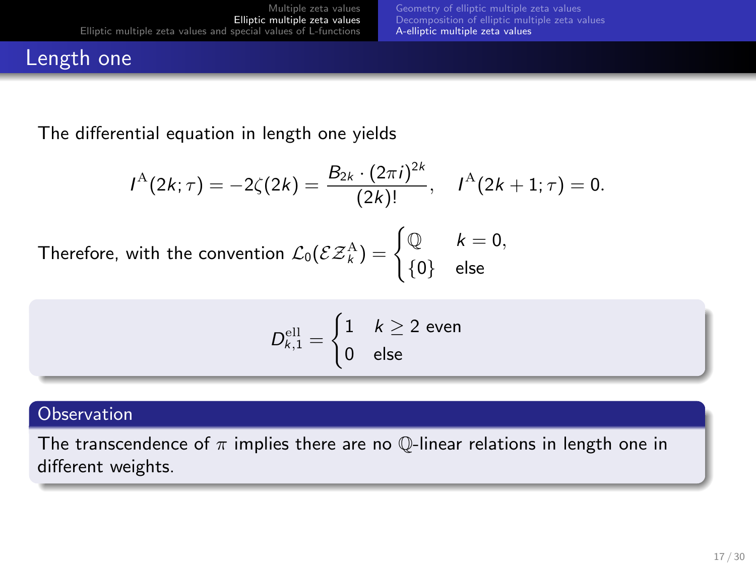# Length one

The differential equation in length one yields

$$I^{\mathrm{A}}(2k;\tau) = -2\zeta(2k) = \frac{B_{2k}\cdot(2\pi i)^{2k}}{(2k)!}, \quad I^{\mathrm{A}}(2k+1;\tau) = 0.$$

Therefore, with the convention $\mathcal{L}_0(\mathcal{EZ}_k^{\mathrm{A}}) = \begin{cases} \mathbb{Q} & k=0, \\ \{0\} & \text{else} \end{cases}$

$$D_{k,1}^{\mathrm{ell}} = \begin{cases} 1 & k \geq 2 \text{ even} \\ 0 & \text{else} \end{cases}$$

**Observation**

The transcendence of $\pi$ implies there are no $\mathbb{Q}$-linear relations in length one in different weights.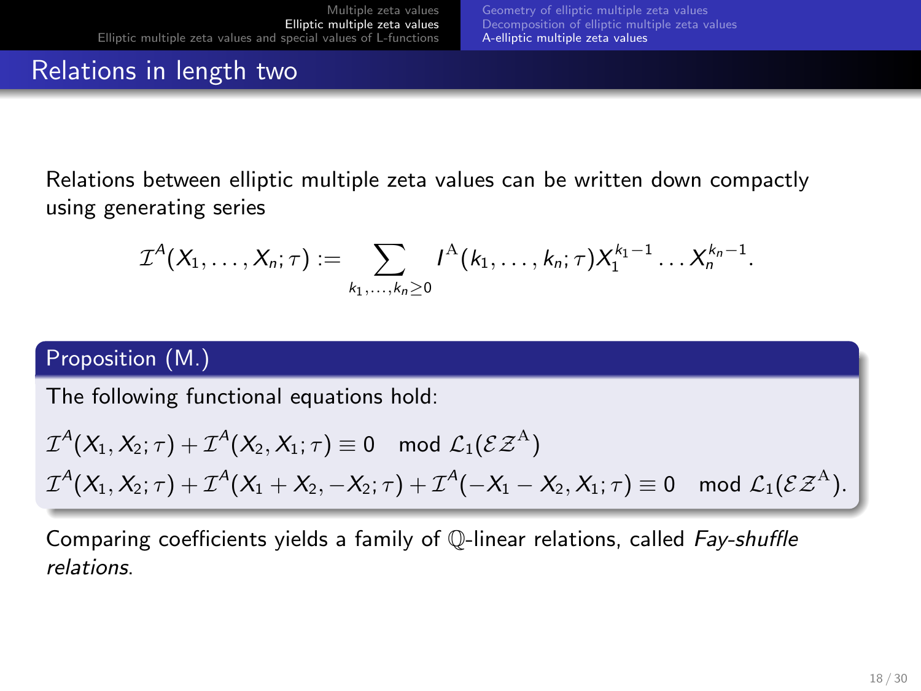## Relations in length two

Relations between elliptic multiple zeta values can be written down compactly using generating series

$$\mathcal{I}^A(X_1, \ldots, X_n; \tau) := \sum_{k_1, \ldots, k_n \geq 0} I^{\mathrm{A}}(k_1, \ldots, k_n; \tau) X_1^{k_1 - 1} \ldots X_n^{k_n - 1}.$$

**Proposition (M.)**

The following functional equations hold:

$$\mathcal{I}^A(X_1, X_2; \tau) + \mathcal{I}^A(X_2, X_1; \tau) \equiv 0 \mod \mathcal{L}_1(\mathcal{E}\mathcal{Z}^{\mathrm{A}})$$

$$\mathcal{I}^A(X_1, X_2; \tau) + \mathcal{I}^A(X_1 + X_2, -X_2; \tau) + \mathcal{I}^A(-X_1 - X_2, X_1; \tau) \equiv 0 \mod \mathcal{L}_1(\mathcal{E}\mathcal{Z}^{\mathrm{A}}).$$

Comparing coefficients yields a family of $\mathbb{Q}$-linear relations, called *Fay-shuffle relations*.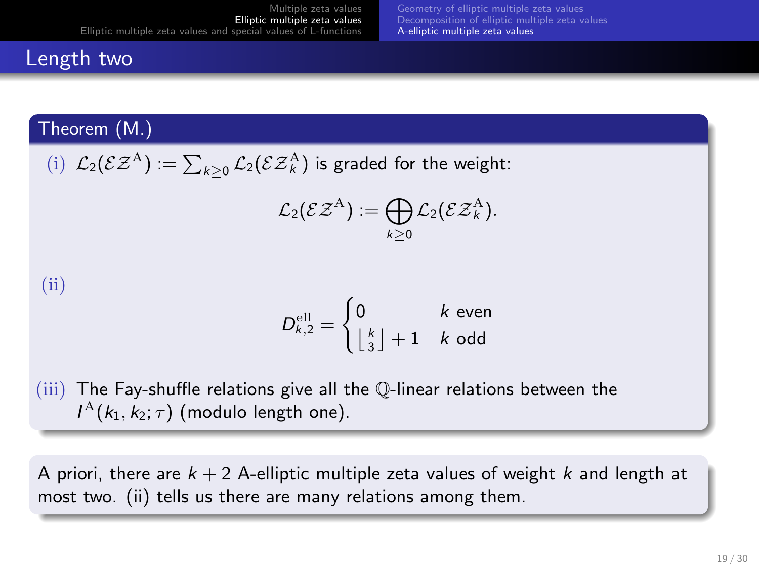## Length two

**Theorem (M.)**

(i) $\mathcal{L}_2(\mathcal{E}\mathcal{Z}^{\mathrm{A}}) := \sum_{k\geq 0} \mathcal{L}_2(\mathcal{E}\mathcal{Z}_k^{\mathrm{A}})$ is graded for the weight:

$$\mathcal{L}_2(\mathcal{E}\mathcal{Z}^{\mathrm{A}}) := \bigoplus_{k\geq 0} \mathcal{L}_2(\mathcal{E}\mathcal{Z}_k^{\mathrm{A}}).$$

(ii)

$$D_{k,2}^{\mathrm{ell}} = \begin{cases} 0 & k \text{ even} \\ \left\lfloor \frac{k}{3} \right\rfloor + 1 & k \text{ odd} \end{cases}$$

(iii) The Fay-shuffle relations give all the $\mathbb{Q}$-linear relations between the $I^{\mathrm{A}}(k_1, k_2; \tau)$ (modulo length one).

A priori, there are $k+2$ A-elliptic multiple zeta values of weight $k$ and length at most two. (ii) tells us there are many relations among them.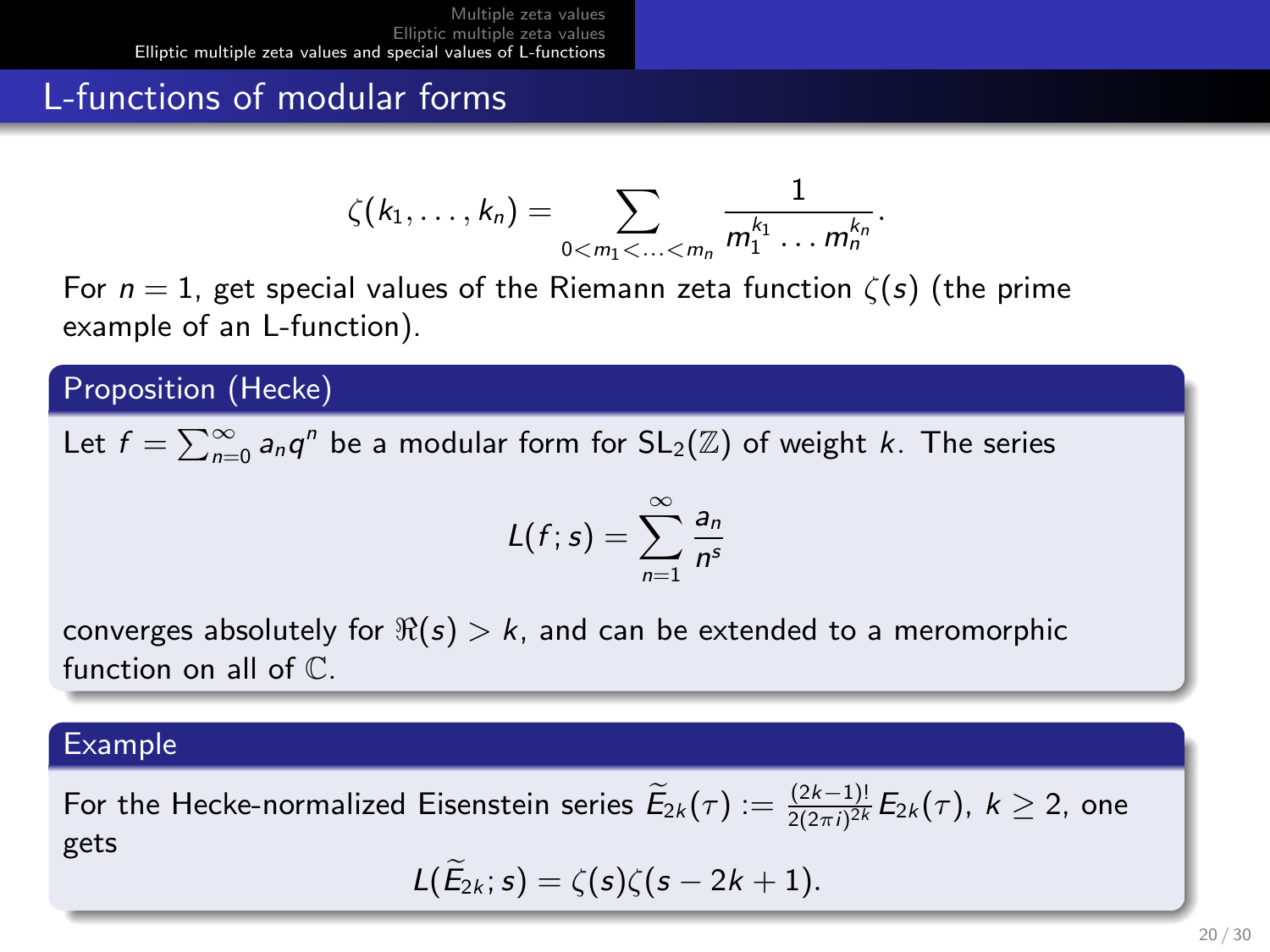## L-functions of modular forms

$$\zeta(k_1, \ldots, k_n) = \sum_{0<m_1<\ldots<m_n} \frac{1}{m_1^{k_1} \ldots m_n^{k_n}}.$$

For $n = 1$, get special values of the Riemann zeta function $\zeta(s)$ (the prime example of an L-function).

**Proposition (Hecke)**

Let $f = \sum_{n=0}^{\infty} a_n q^n$ be a modular form for $\mathrm{SL}_2(\mathbb{Z})$ of weight $k$. The series

$$L(f; s) = \sum_{n=1}^{\infty} \frac{a_n}{n^s}$$

converges absolutely for $\Re(s) > k$, and can be extended to a meromorphic function on all of $\mathbb{C}$.

**Example**

For the Hecke-normalized Eisenstein series $\widetilde{E}_{2k}(\tau) := \frac{(2k-1)!}{2(2\pi i)^{2k}} E_{2k}(\tau)$, $k \geq 2$, one gets

$$L(\widetilde{E}_{2k}; s) = \zeta(s)\zeta(s - 2k + 1).$$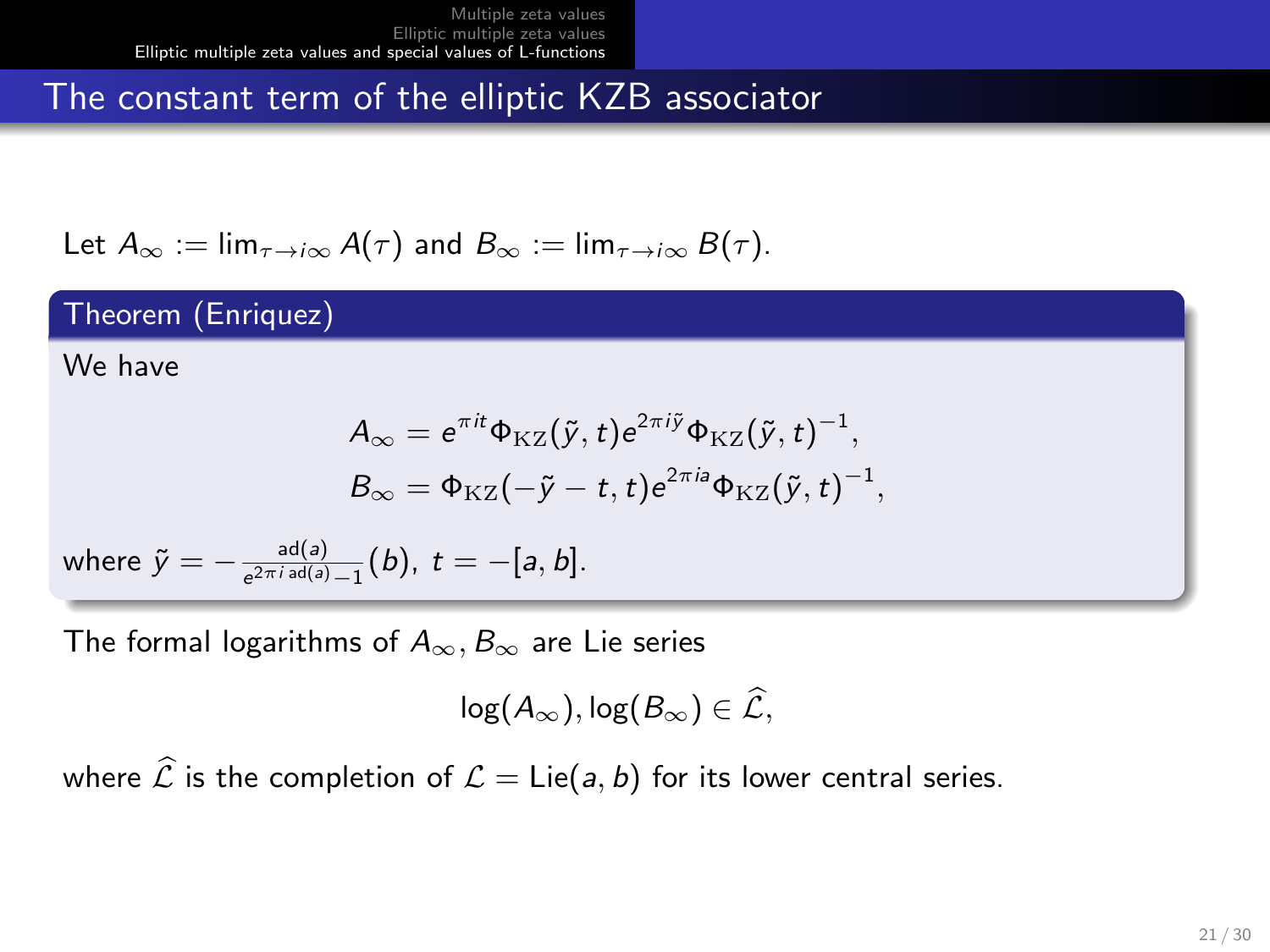# The constant term of the elliptic KZB associator

Let $A_\infty := \lim_{\tau \to i\infty} A(\tau)$ and $B_\infty := \lim_{\tau \to i\infty} B(\tau)$.

**Theorem (Enriquez)**

We have

$$A_\infty = e^{\pi i t} \Phi_{\mathrm{KZ}}(\tilde{y}, t) e^{2\pi i \tilde{y}} \Phi_{\mathrm{KZ}}(\tilde{y}, t)^{-1},$$
$$B_\infty = \Phi_{\mathrm{KZ}}(-\tilde{y} - t, t) e^{2\pi i a} \Phi_{\mathrm{KZ}}(\tilde{y}, t)^{-1},$$

where $\tilde{y} = -\frac{\mathrm{ad}(a)}{e^{2\pi i\, \mathrm{ad}(a)} - 1}(b)$, $t = -[a, b]$.

The formal logarithms of $A_\infty, B_\infty$ are Lie series

$$\log(A_\infty), \log(B_\infty) \in \widehat{\mathcal{L}},$$

where $\widehat{\mathcal{L}}$ is the completion of $\mathcal{L} = \mathrm{Lie}(a, b)$ for its lower central series.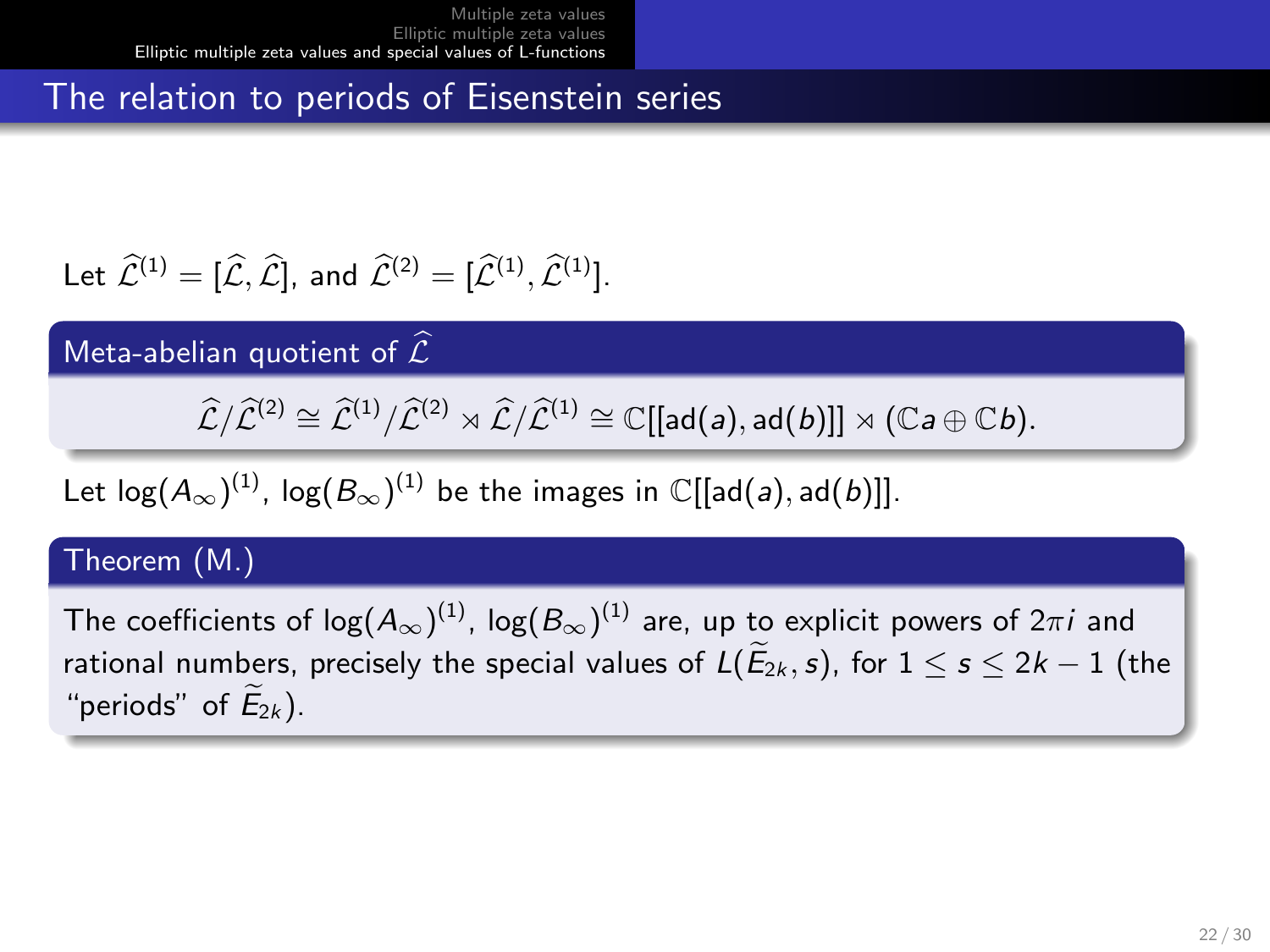## The relation to periods of Eisenstein series

Let $\widehat{\mathcal{L}}^{(1)} = [\widehat{\mathcal{L}}, \widehat{\mathcal{L}}]$, and $\widehat{\mathcal{L}}^{(2)} = [\widehat{\mathcal{L}}^{(1)}, \widehat{\mathcal{L}}^{(1)}]$.

**Meta-abelian quotient of $\widehat{\mathcal{L}}$**

$$\widehat{\mathcal{L}}/\widehat{\mathcal{L}}^{(2)} \cong \widehat{\mathcal{L}}^{(1)}/\widehat{\mathcal{L}}^{(2)} \rtimes \widehat{\mathcal{L}}/\widehat{\mathcal{L}}^{(1)} \cong \mathbb{C}[[\mathrm{ad}(a), \mathrm{ad}(b)]] \rtimes (\mathbb{C}a \oplus \mathbb{C}b).$$

Let $\log(A_\infty)^{(1)}$, $\log(B_\infty)^{(1)}$ be the images in $\mathbb{C}[[\mathrm{ad}(a), \mathrm{ad}(b)]]$.

**Theorem (M.)**

The coefficients of $\log(A_\infty)^{(1)}$, $\log(B_\infty)^{(1)}$ are, up to explicit powers of $2\pi i$ and rational numbers, precisely the special values of $L(\widetilde{E}_{2k}, s)$, for $1 \leq s \leq 2k-1$ (the "periods" of $\widetilde{E}_{2k}$).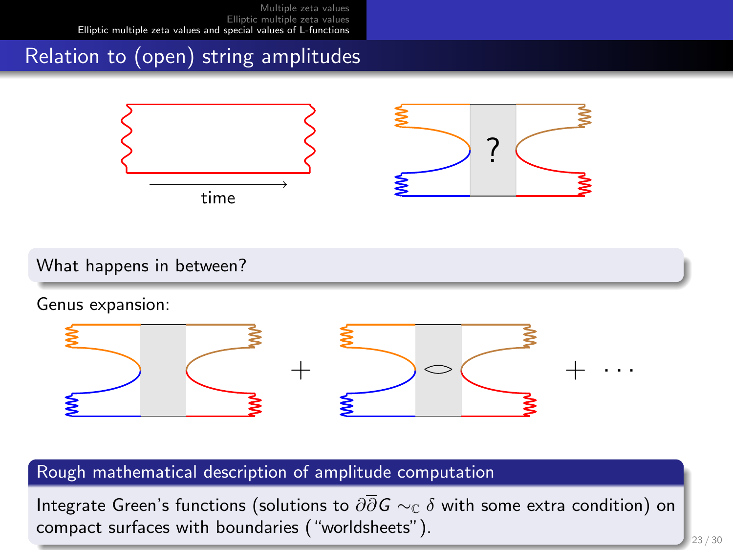# Relation to (open) string amplitudes

time

?

**What happens in between?**

Genus expansion:

$+$ $+ \cdots$

**Rough mathematical description of amplitude computation**

Integrate Green's functions (solutions to $\partial\overline{\partial}G \sim_{\mathbb{C}} \delta$ with some extra condition) on compact surfaces with boundaries ("worldsheets").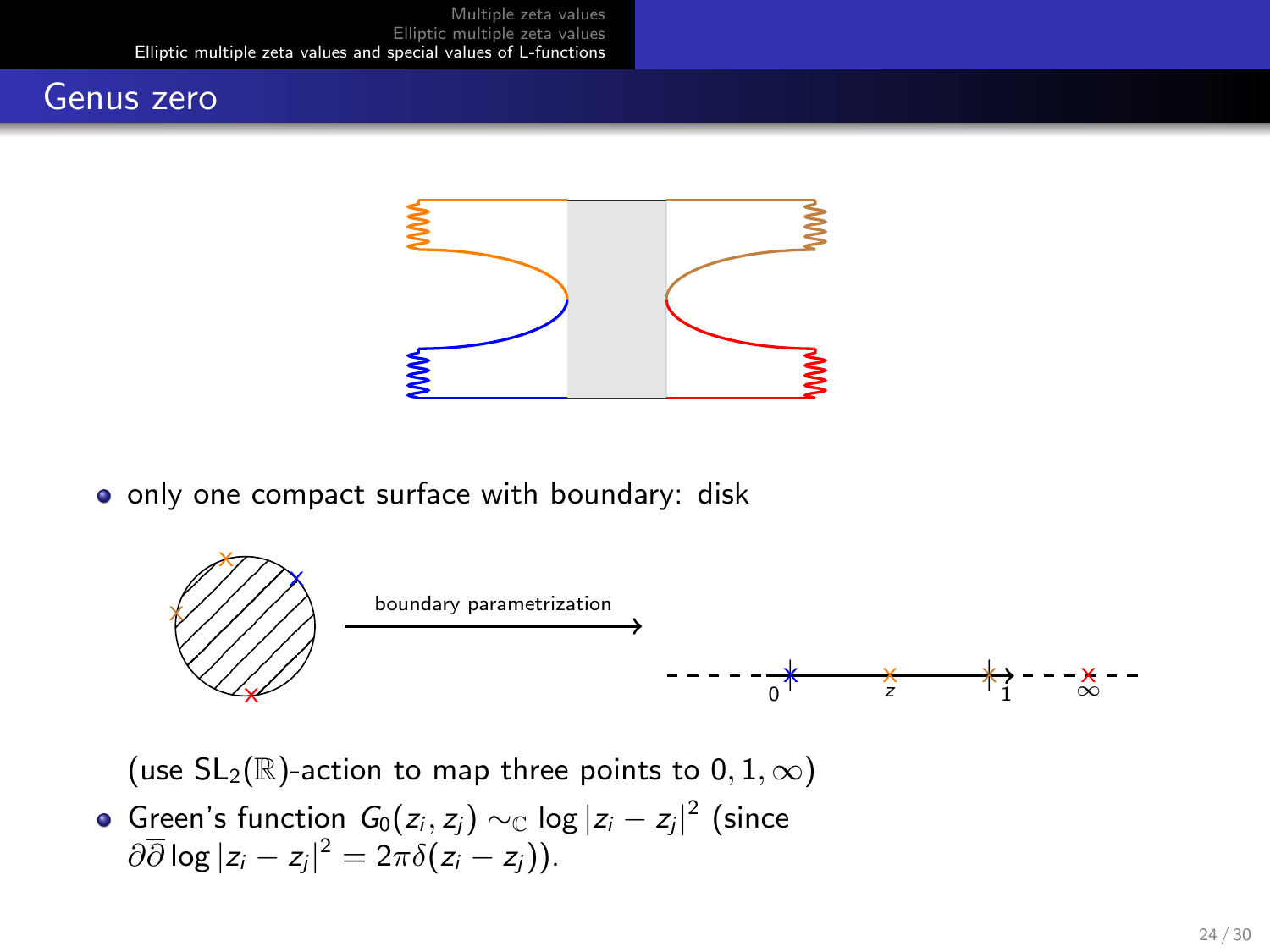## Genus zero

- only one compact surface with boundary: disk

boundary parametrization

(use $\mathrm{SL}_2(\mathbb{R})$-action to map three points to $0, 1, \infty$)

- Green's function $G_0(z_i, z_j) \sim_{\mathbb{C}} \log |z_i - z_j|^2$ (since $\partial\overline{\partial} \log |z_i - z_j|^2 = 2\pi\delta(z_i - z_j)$).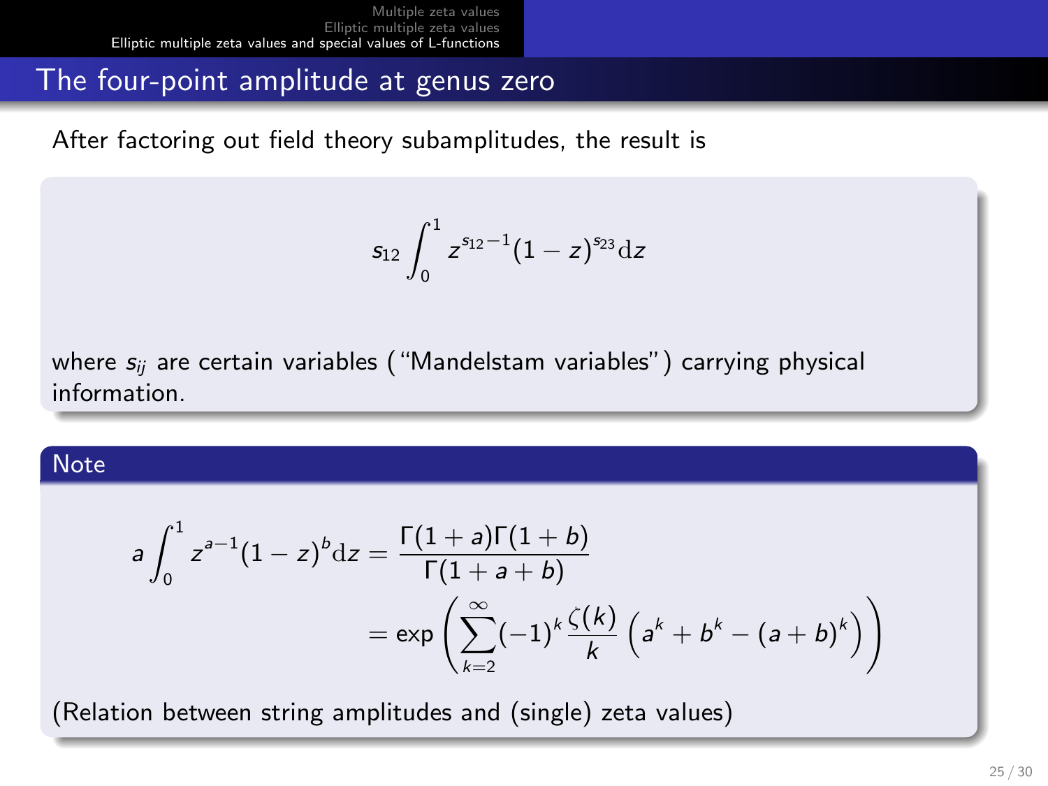# The four-point amplitude at genus zero

After factoring out field theory subamplitudes, the result is

$$s_{12}\int_0^1 z^{s_{12}-1}(1-z)^{s_{23}}\mathrm{d}z$$

where $s_{ij}$ are certain variables ("Mandelstam variables") carrying physical information.

**Note**

$$a\int_0^1 z^{a-1}(1-z)^b\mathrm{d}z = \frac{\Gamma(1+a)\Gamma(1+b)}{\Gamma(1+a+b)}$$
$$= \exp\left(\sum_{k=2}^{\infty}(-1)^k\frac{\zeta(k)}{k}\left(a^k+b^k-(a+b)^k\right)\right)$$

(Relation between string amplitudes and (single) zeta values)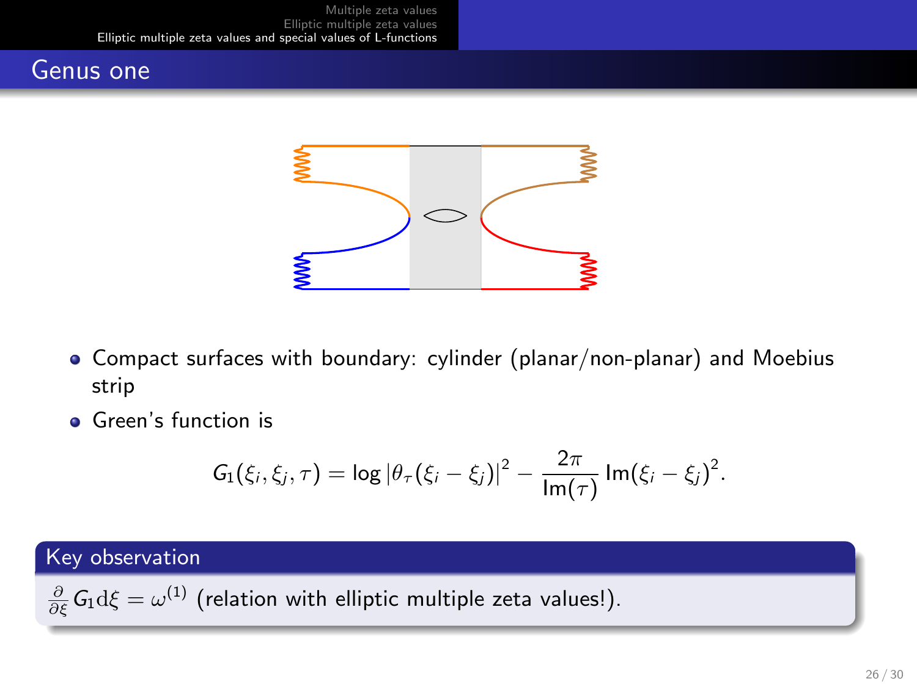## Genus one

- Compact surfaces with boundary: cylinder (planar/non-planar) and Moebius strip
- Green's function is

$$G_1(\xi_i, \xi_j, \tau) = \log |\theta_\tau(\xi_i - \xi_j)|^2 - \frac{2\pi}{\mathrm{Im}(\tau)} \mathrm{Im}(\xi_i - \xi_j)^2.$$

**Key observation**

$\frac{\partial}{\partial \xi} G_1 \mathrm{d}\xi = \omega^{(1)}$ (relation with elliptic multiple zeta values!).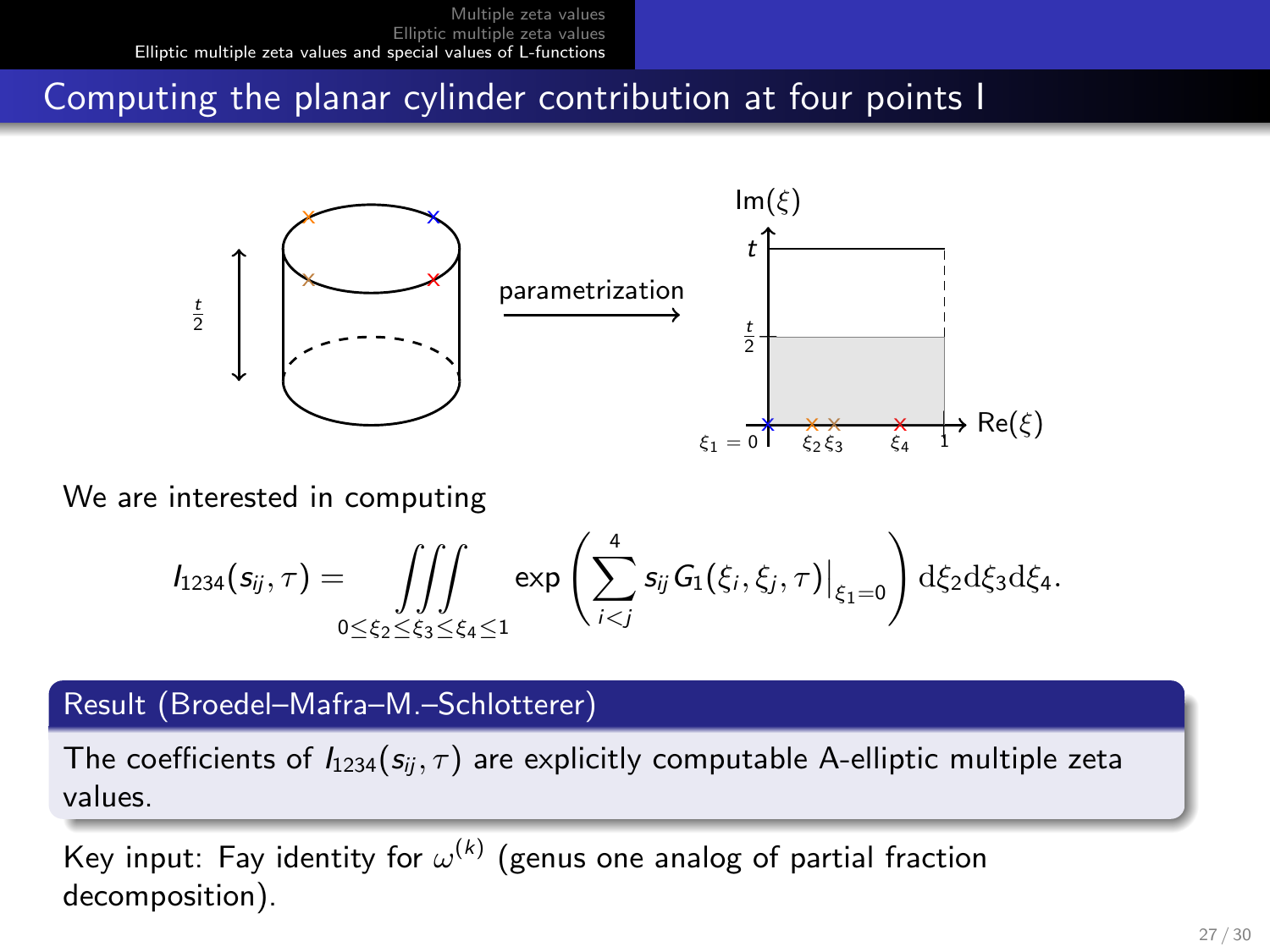# Computing the planar cylinder contribution at four points I

We are interested in computing

$$I_{1234}(s_{ij},\tau) = \iiint_{0\leq \xi_2 \leq \xi_3 \leq \xi_4 \leq 1} \exp\left( \sum_{i<j}^{4} s_{ij} G_1(\xi_i,\xi_j,\tau)\Big|_{\xi_1=0} \right) \mathrm{d}\xi_2 \mathrm{d}\xi_3 \mathrm{d}\xi_4.$$

**Result (Broedel–Mafra–M.–Schlotterer)**

The coefficients of $I_{1234}(s_{ij},\tau)$ are explicitly computable A-elliptic multiple zeta values.

Key input: Fay identity for $\omega^{(k)}$ (genus one analog of partial fraction decomposition).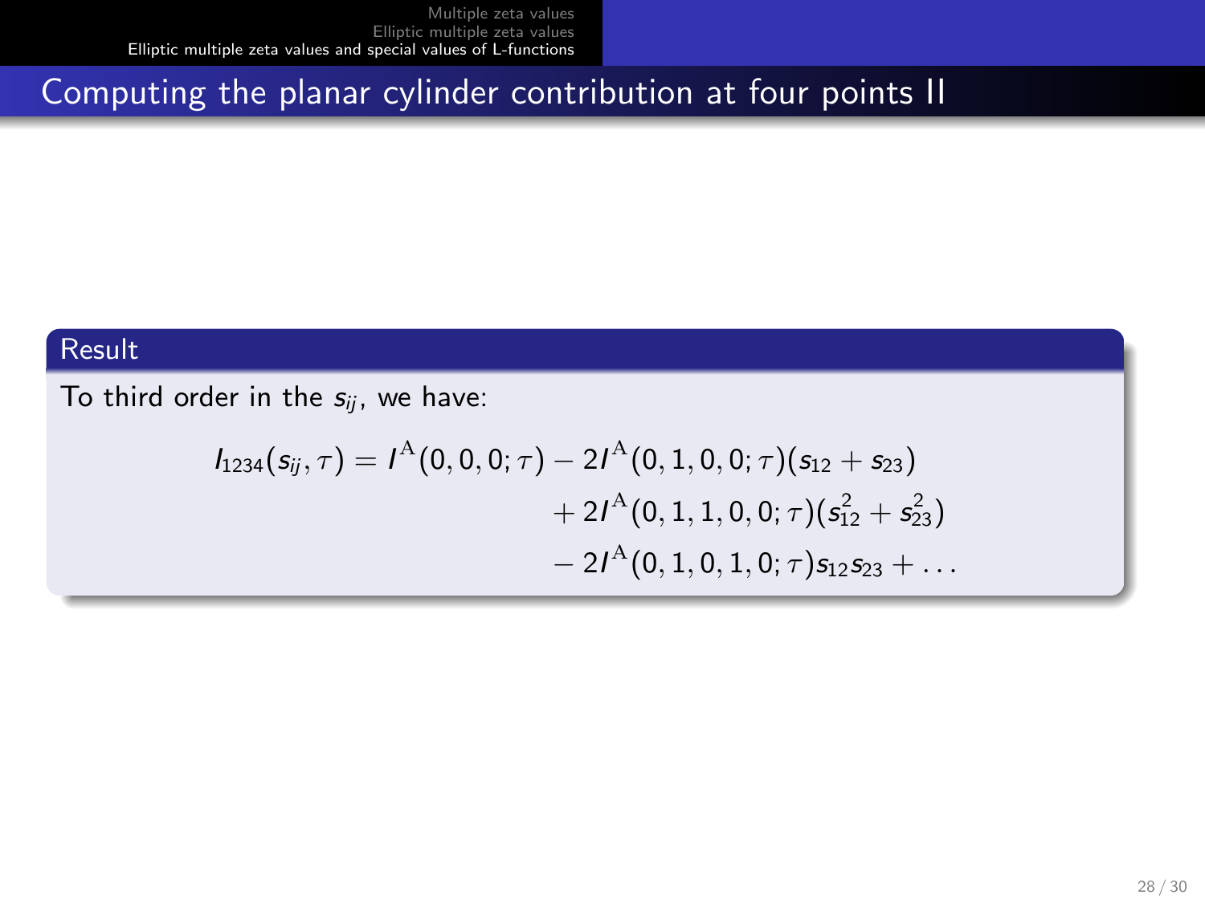# Computing the planar cylinder contribution at four points II

**Result**

To third order in the $s_{ij}$, we have:

$$
\begin{aligned}
I_{1234}(s_{ij}, \tau) = I^{\mathrm{A}}(0,0,0;\tau) &- 2I^{\mathrm{A}}(0,1,0,0;\tau)(s_{12} + s_{23}) \\
&+ 2I^{\mathrm{A}}(0,1,1,0,0;\tau)(s_{12}^2 + s_{23}^2) \\
&- 2I^{\mathrm{A}}(0,1,0,1,0;\tau)s_{12}s_{23} + \ldots
\end{aligned}
$$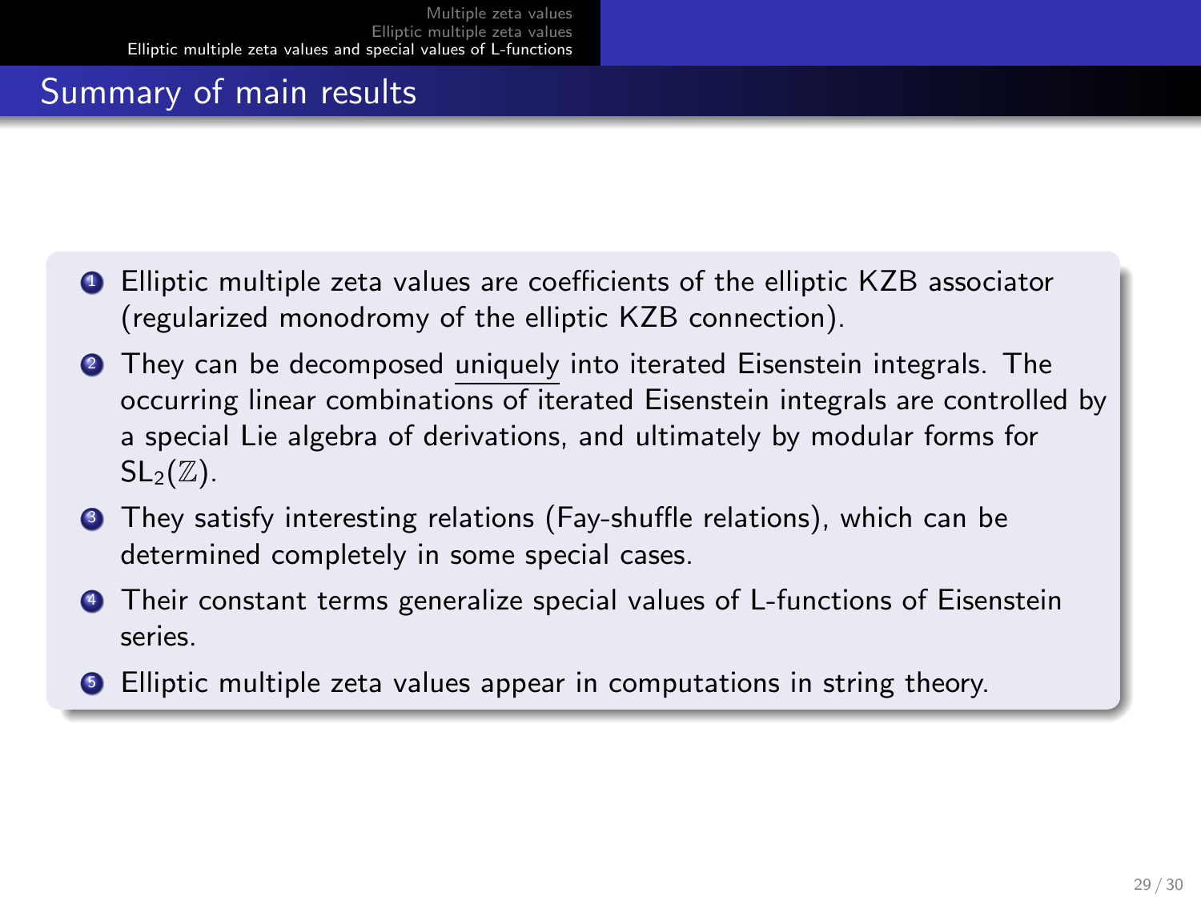## Summary of main results

1. Elliptic multiple zeta values are coefficients of the elliptic KZB associator (regularized monodromy of the elliptic KZB connection).
2. They can be decomposed <u>uniquely</u> into iterated Eisenstein integrals. The occurring linear combinations of iterated Eisenstein integrals are controlled by a special Lie algebra of derivations, and ultimately by modular forms for $\mathrm{SL}_2(\mathbb{Z})$.
3. They satisfy interesting relations (Fay-shuffle relations), which can be determined completely in some special cases.
4. Their constant terms generalize special values of L-functions of Eisenstein series.
5. Elliptic multiple zeta values appear in computations in string theory.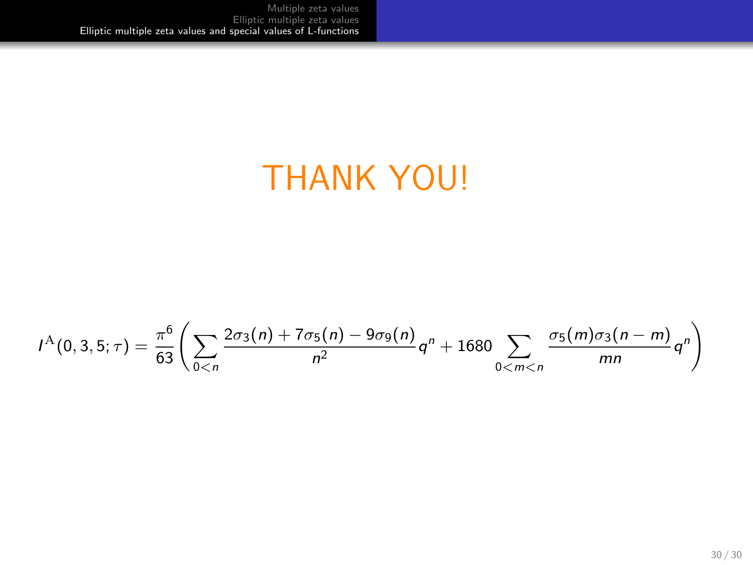# THANK YOU!

$$I^{\mathrm{A}}(0,3,5;\tau) = \frac{\pi^6}{63}\left(\sum_{0<n} \frac{2\sigma_3(n) + 7\sigma_5(n) - 9\sigma_9(n)}{n^2} q^n + 1680 \sum_{0<m<n} \frac{\sigma_5(m)\sigma_3(n-m)}{mn} q^n\right)$$